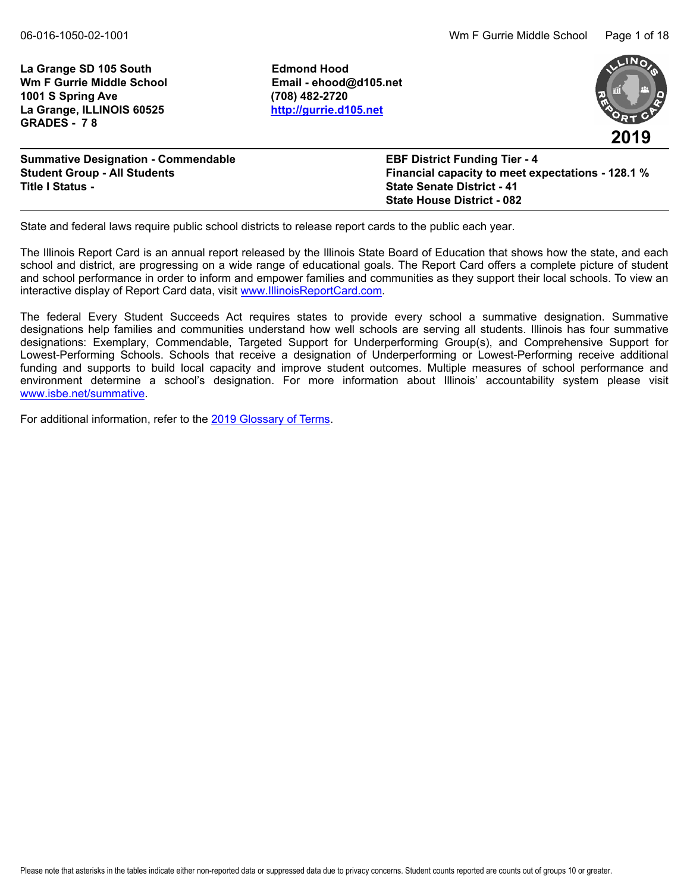**La Grange SD 105 South**
**Wm F Gurrie Middle School**
**1001 S Spring Ave**
**La Grange, ILLINOIS 60525**
**GRADES - 7 8**

**Edmond Hood**
**Email - ehood@d105.net**
**(708) 482-2720**
**http://gurrie.d105.net**

**2019**

**Summative Designation - Commendable**
**Student Group - All Students**
**Title I Status -**

**EBF District Funding Tier - 4**
**Financial capacity to meet expectations - 128.1 %**
**State Senate District - 41**
**State House District - 082**

State and federal laws require public school districts to release report cards to the public each year.

The Illinois Report Card is an annual report released by the Illinois State Board of Education that shows how the state, and each school and district, are progressing on a wide range of educational goals. The Report Card offers a complete picture of student and school performance in order to inform and empower families and communities as they support their local schools. To view an interactive display of Report Card data, visit www.IllinoisReportCard.com.

The federal Every Student Succeeds Act requires states to provide every school a summative designation. Summative designations help families and communities understand how well schools are serving all students. Illinois has four summative designations: Exemplary, Commendable, Targeted Support for Underperforming Group(s), and Comprehensive Support for Lowest-Performing Schools. Schools that receive a designation of Underperforming or Lowest-Performing receive additional funding and supports to build local capacity and improve student outcomes. Multiple measures of school performance and environment determine a school's designation. For more information about Illinois' accountability system please visit www.isbe.net/summative.

For additional information, refer to the 2019 Glossary of Terms.

Please note that asterisks in the tables indicate either non-reported data or suppressed data due to privacy concerns. Student counts reported are counts out of groups 10 or greater.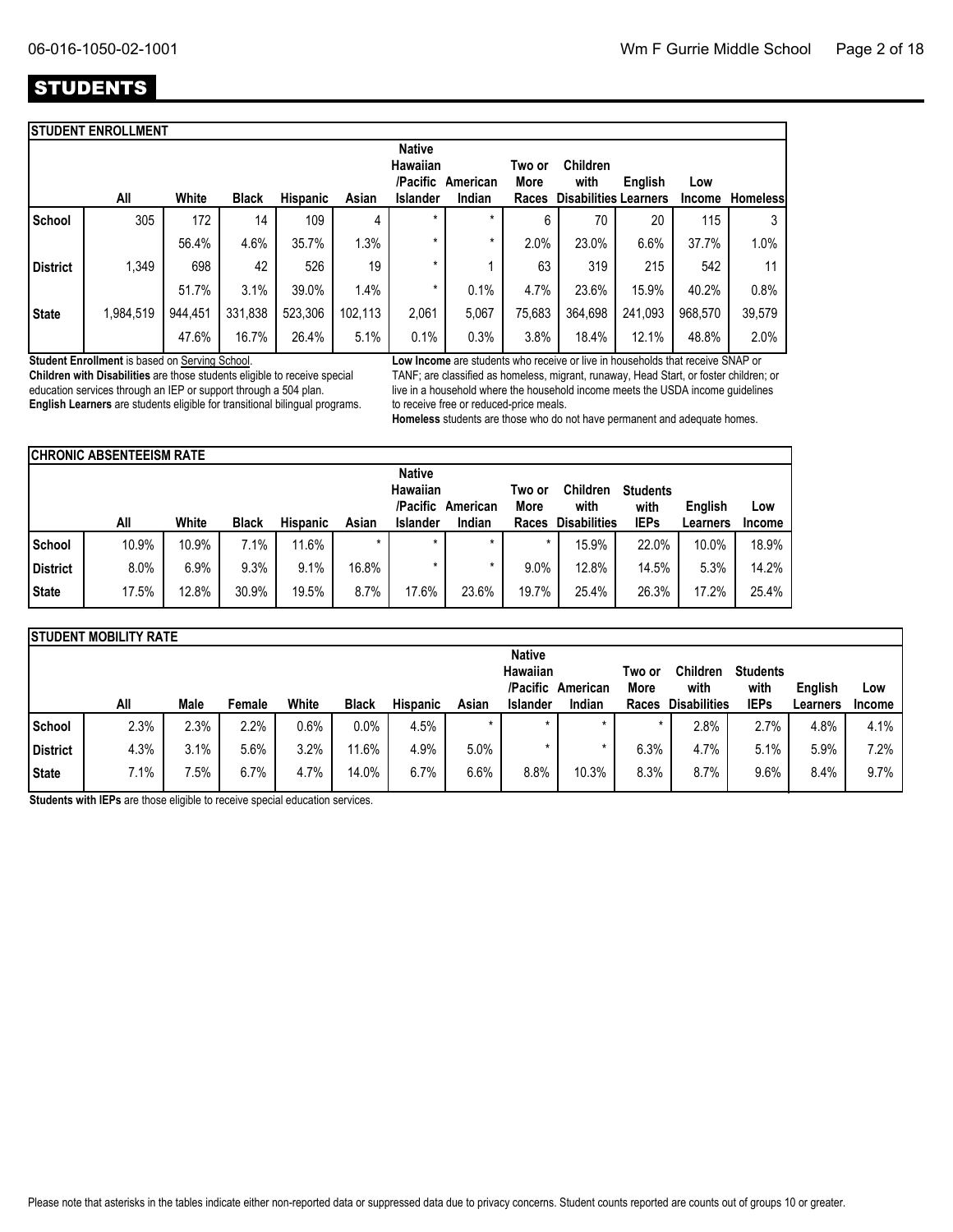# STUDENTS

## STUDENT ENROLLMENT

| | All | White | Black | Hispanic | Asian | Native Hawaiian /Pacific Islander | American Indian | Two or More Races | Children with Disabilities | English Learners | Low Income | Homeless |
|---|---|---|---|---|---|---|---|---|---|---|---|---|
| School | 305 | 172 | 14 | 109 | 4 | * | * | 6 | 70 | 20 | 115 | 3 |
| | | 56.4% | 4.6% | 35.7% | 1.3% | * | * | 2.0% | 23.0% | 6.6% | 37.7% | 1.0% |
| District | 1,349 | 698 | 42 | 526 | 19 | * | 1 | 63 | 319 | 215 | 542 | 11 |
| | | 51.7% | 3.1% | 39.0% | 1.4% | * | 0.1% | 4.7% | 23.6% | 15.9% | 40.2% | 0.8% |
| State | 1,984,519 | 944,451 | 331,838 | 523,306 | 102,113 | 2,061 | 5,067 | 75,683 | 364,698 | 241,093 | 968,570 | 39,579 |
| | | 47.6% | 16.7% | 26.4% | 5.1% | 0.1% | 0.3% | 3.8% | 18.4% | 12.1% | 48.8% | 2.0% |

**Student Enrollment** is based on Serving School.

**Children with Disabilities** are those students eligible to receive special education services through an IEP or support through a 504 plan.

**English Learners** are students eligible for transitional bilingual programs.

**Low Income** are students who receive or live in households that receive SNAP or TANF; are classified as homeless, migrant, runaway, Head Start, or foster children; or live in a household where the household income meets the USDA income guidelines to receive free or reduced-price meals.

**Homeless** students are those who do not have permanent and adequate homes.

## CHRONIC ABSENTEEISM RATE

| | All | White | Black | Hispanic | Asian | Native Hawaiian /Pacific Islander | American Indian | Two or More Races | Children with Disabilities | Students with IEPs | English Learners | Low Income |
|---|---|---|---|---|---|---|---|---|---|---|---|---|
| School | 10.9% | 10.9% | 7.1% | 11.6% | * | * | * | * | 15.9% | 22.0% | 10.0% | 18.9% |
| District | 8.0% | 6.9% | 9.3% | 9.1% | 16.8% | * | * | 9.0% | 12.8% | 14.5% | 5.3% | 14.2% |
| State | 17.5% | 12.8% | 30.9% | 19.5% | 8.7% | 17.6% | 23.6% | 19.7% | 25.4% | 26.3% | 17.2% | 25.4% |

## STUDENT MOBILITY RATE

| | All | Male | Female | White | Black | Hispanic | Asian | Native Hawaiian /Pacific Islander | American Indian | Two or More Races | Children with Disabilities | Students with IEPs | English Learners | Low Income |
|---|---|---|---|---|---|---|---|---|---|---|---|---|---|---|
| School | 2.3% | 2.3% | 2.2% | 0.6% | 0.0% | 4.5% | * | * | * | * | 2.8% | 2.7% | 4.8% | 4.1% |
| District | 4.3% | 3.1% | 5.6% | 3.2% | 11.6% | 4.9% | 5.0% | * | * | 6.3% | 4.7% | 5.1% | 5.9% | 7.2% |
| State | 7.1% | 7.5% | 6.7% | 4.7% | 14.0% | 6.7% | 6.6% | 8.8% | 10.3% | 8.3% | 8.7% | 9.6% | 8.4% | 9.7% |

**Students with IEPs** are those eligible to receive special education services.

Please note that asterisks in the tables indicate either non-reported data or suppressed data due to privacy concerns. Student counts reported are counts out of groups 10 or greater.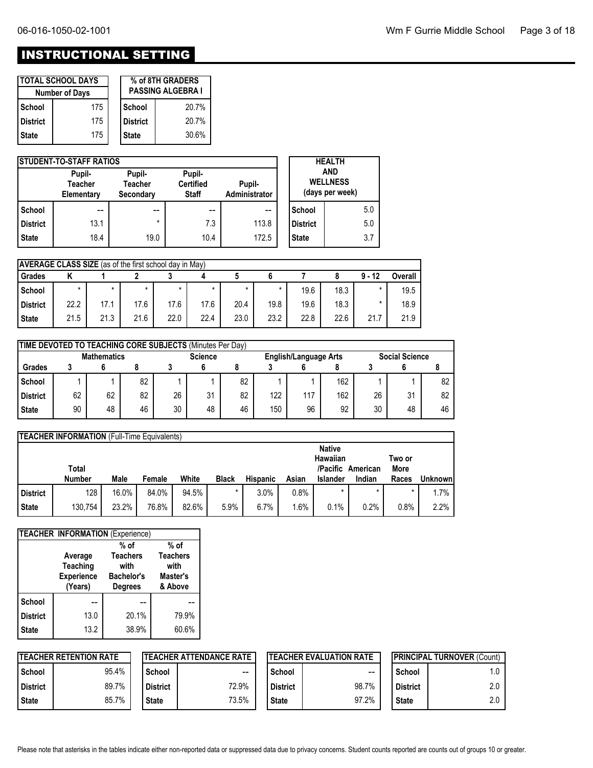# INSTRUCTIONAL SETTING

| TOTAL SCHOOL DAYS | |
|---|---|
| Number of Days | |
| School | 175 |
| District | 175 |
| State | 175 |

| % of 8TH GRADERS PASSING ALGEBRA I | |
|---|---|
| School | 20.7% |
| District | 20.7% |
| State | 30.6% |

| STUDENT-TO-STAFF RATIOS | | | | |
|---|---|---|---|---|
| | Pupil-Teacher Elementary | Pupil-Teacher Secondary | Pupil-Certified Staff | Pupil-Administrator |
| School | -- | -- | -- | -- |
| District | 13.1 | * | 7.3 | 113.8 |
| State | 18.4 | 19.0 | 10.4 | 172.5 |

| HEALTH AND WELLNESS (days per week) | |
|---|---|
| School | 5.0 |
| District | 5.0 |
| State | 3.7 |

| AVERAGE CLASS SIZE (as of the first school day in May) | | | | | | | | | | | |
|---|---|---|---|---|---|---|---|---|---|---|---|
| Grades | K | 1 | 2 | 3 | 4 | 5 | 6 | 7 | 8 | 9 - 12 | Overall |
| School | * | * | * | * | * | * | * | 19.6 | 18.3 | * | 19.5 |
| District | 22.2 | 17.1 | 17.6 | 17.6 | 17.6 | 20.4 | 19.8 | 19.6 | 18.3 | * | 18.9 |
| State | 21.5 | 21.3 | 21.6 | 22.0 | 22.4 | 23.0 | 23.2 | 22.8 | 22.6 | 21.7 | 21.9 |

| TIME DEVOTED TO TEACHING CORE SUBJECTS (Minutes Per Day) | | | | | | | | | | | | |
|---|---|---|---|---|---|---|---|---|---|---|---|---|
| | Mathematics | | | Science | | | English/Language Arts | | | Social Science | | |
| Grades | 3 | 6 | 8 | 3 | 6 | 8 | 3 | 6 | 8 | 3 | 6 | 8 |
| School | 1 | 1 | 82 | 1 | 1 | 82 | 1 | 1 | 162 | 1 | 1 | 82 |
| District | 62 | 62 | 82 | 26 | 31 | 82 | 122 | 117 | 162 | 26 | 31 | 82 |
| State | 90 | 48 | 46 | 30 | 48 | 46 | 150 | 96 | 92 | 30 | 48 | 46 |

| TEACHER INFORMATION (Full-Time Equivalents) | | | | | | | | | | | |
|---|---|---|---|---|---|---|---|---|---|---|---|
| | Total Number | Male | Female | White | Black | Hispanic | Asian | Native Hawaiian /Pacific Islander | American Indian | Two or More Races | Unknown |
| District | 128 | 16.0% | 84.0% | 94.5% | * | 3.0% | 0.8% | * | * | * | 1.7% |
| State | 130,754 | 23.2% | 76.8% | 82.6% | 5.9% | 6.7% | 1.6% | 0.1% | 0.2% | 0.8% | 2.2% |

| TEACHER INFORMATION (Experience) | | | |
|---|---|---|---|
| | Average Teaching Experience (Years) | % of Teachers with Bachelor's Degrees | % of Teachers with Master's & Above |
| School | -- | -- | -- |
| District | 13.0 | 20.1% | 79.9% |
| State | 13.2 | 38.9% | 60.6% |

| TEACHER RETENTION RATE | |
|---|---|
| School | 95.4% |
| District | 89.7% |
| State | 85.7% |

| TEACHER ATTENDANCE RATE | |
|---|---|
| School | -- |
| District | 72.9% |
| State | 73.5% |

| TEACHER EVALUATION RATE | |
|---|---|
| School | -- |
| District | 98.7% |
| State | 97.2% |

| PRINCIPAL TURNOVER (Count) | |
|---|---|
| School | 1.0 |
| District | 2.0 |
| State | 2.0 |

Please note that asterisks in the tables indicate either non-reported data or suppressed data due to privacy concerns. Student counts reported are counts out of groups 10 or greater.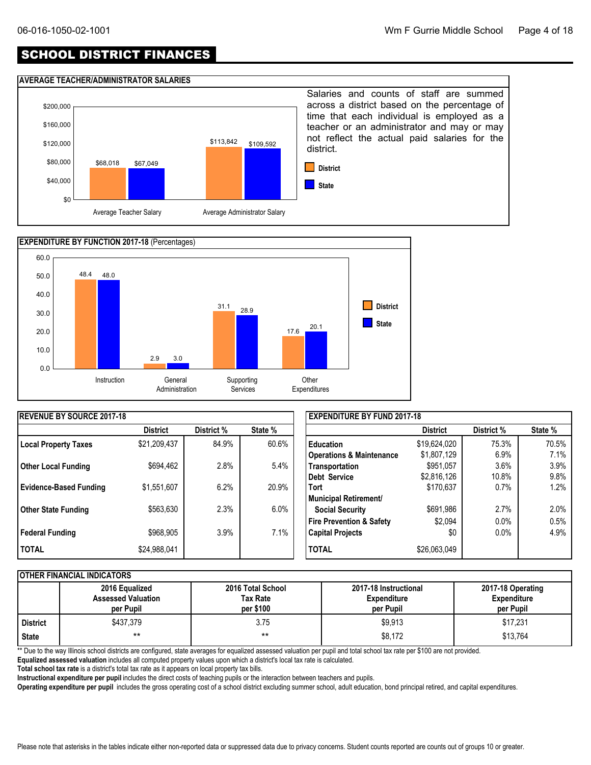# SCHOOL DISTRICT FINANCES

## AVERAGE TEACHER/ADMINISTRATOR SALARIES

| | District | State |
|---|---|---|
| Average Teacher Salary | $68,018 | $67,049 |
| Average Administrator Salary | $113,842 | $109,592 |

Salaries and counts of staff are summed across a district based on the percentage of time that each individual is employed as a teacher or an administrator and may or may not reflect the actual paid salaries for the district.

## EXPENDITURE BY FUNCTION 2017-18 (Percentages)

| | District | State |
|---|---|---|
| Instruction | 48.4 | 48.0 |
| General Administration | 2.9 | 3.0 |
| Supporting Services | 31.1 | 28.9 |
| Other Expenditures | 17.6 | 20.1 |

## REVENUE BY SOURCE 2017-18

| | District | District % | State % |
|---|---|---|---|
| Local Property Taxes | $21,209,437 | 84.9% | 60.6% |
| Other Local Funding | $694,462 | 2.8% | 5.4% |
| Evidence-Based Funding | $1,551,607 | 6.2% | 20.9% |
| Other State Funding | $563,630 | 2.3% | 6.0% |
| Federal Funding | $968,905 | 3.9% | 7.1% |
| TOTAL | $24,988,041 | | |

## EXPENDITURE BY FUND 2017-18

| | District | District % | State % |
|---|---|---|---|
| Education | $19,624,020 | 75.3% | 70.5% |
| Operations & Maintenance | $1,807,129 | 6.9% | 7.1% |
| Transportation | $951,057 | 3.6% | 3.9% |
| Debt Service | $2,816,126 | 10.8% | 9.8% |
| Tort | $170,637 | 0.7% | 1.2% |
| Municipal Retirement/ Social Security | $691,986 | 2.7% | 2.0% |
| Fire Prevention & Safety | $2,094 | 0.0% | 0.5% |
| Capital Projects | $0 | 0.0% | 4.9% |
| TOTAL | $26,063,049 | | |

## OTHER FINANCIAL INDICATORS

| | 2016 Equalized Assessed Valuation per Pupil | 2016 Total School Tax Rate per $100 | 2017-18 Instructional Expenditure per Pupil | 2017-18 Operating Expenditure per Pupil |
|---|---|---|---|---|
| District | $437,379 | 3.75 | $9,913 | $17,231 |
| State | ** | ** | $8,172 | $13,764 |

** Due to the way Illinois school districts are configured, state averages for equalized assessed valuation per pupil and total school tax rate per $100 are not provided.

**Equalized assessed valuation** includes all computed property values upon which a district's local tax rate is calculated.

**Total school tax rate** is a district's total tax rate as it appears on local property tax bills.

**Instructional expenditure per pupil** includes the direct costs of teaching pupils or the interaction between teachers and pupils.

**Operating expenditure per pupil** includes the gross operating cost of a school district excluding summer school, adult education, bond principal retired, and capital expenditures.

Please note that asterisks in the tables indicate either non-reported data or suppressed data due to privacy concerns. Student counts reported are counts out of groups 10 or greater.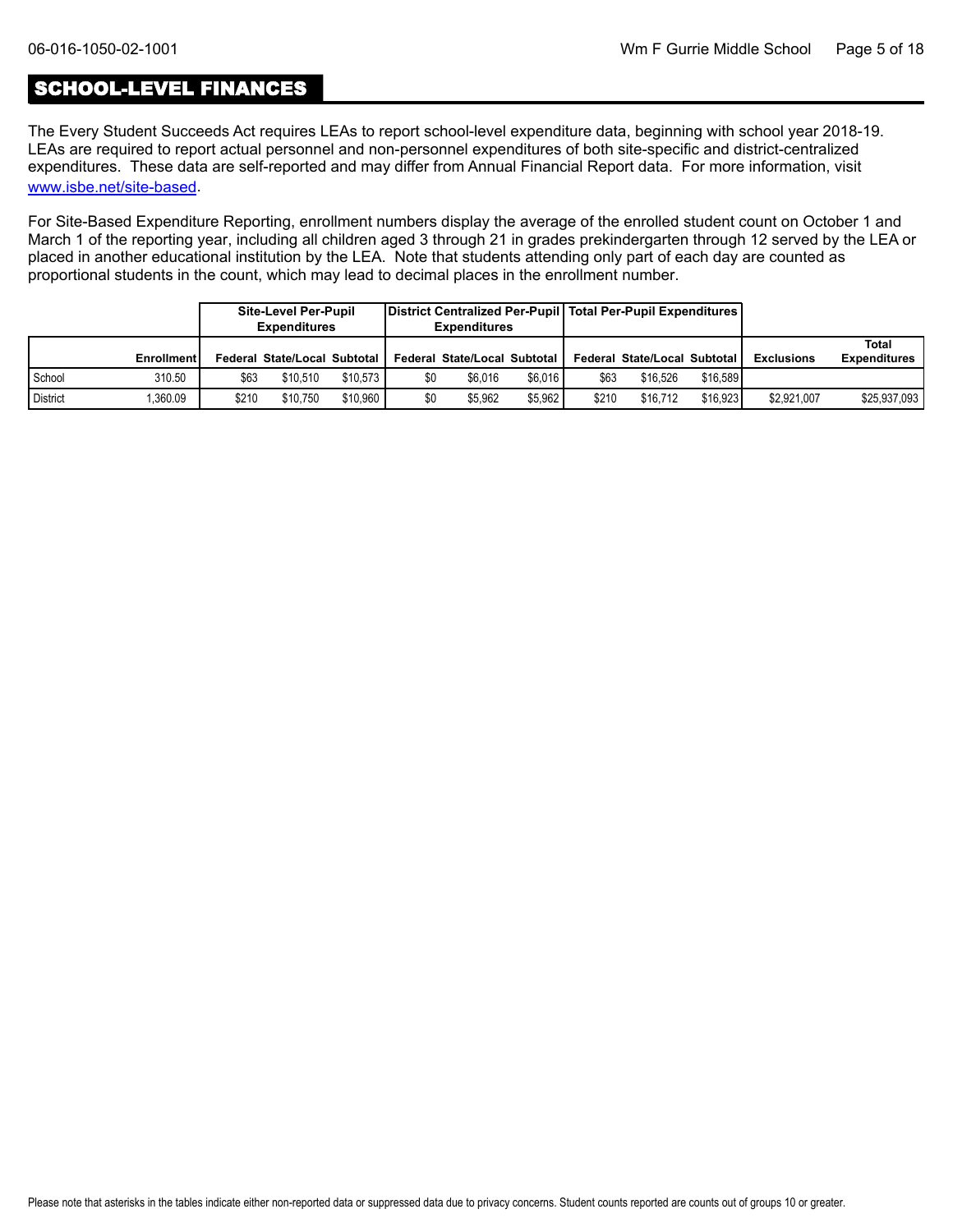## SCHOOL-LEVEL FINANCES

The Every Student Succeeds Act requires LEAs to report school-level expenditure data, beginning with school year 2018-19. LEAs are required to report actual personnel and non-personnel expenditures of both site-specific and district-centralized expenditures. These data are self-reported and may differ from Annual Financial Report data. For more information, visit [www.isbe.net/site-based](http://www.isbe.net/site-based).

For Site-Based Expenditure Reporting, enrollment numbers display the average of the enrolled student count on October 1 and March 1 of the reporting year, including all children aged 3 through 21 in grades prekindergarten through 12 served by the LEA or placed in another educational institution by the LEA. Note that students attending only part of each day are counted as proportional students in the count, which may lead to decimal places in the enrollment number.

| | | Site-Level Per-Pupil Expenditures | | | District Centralized Per-Pupil Expenditures | | | Total Per-Pupil Expenditures | | | | |
|---|---|---|---|---|---|---|---|---|---|---|---|---|
| | Enrollment | Federal | State/Local | Subtotal | Federal | State/Local | Subtotal | Federal | State/Local | Subtotal | Exclusions | Total Expenditures |
| School | 310.50 | $63 | $10,510 | $10,573 | $0 | $6,016 | $6,016 | $63 | $16,526 | $16,589 | | |
| District | 1,360.09 | $210 | $10,750 | $10,960 | $0 | $5,962 | $5,962 | $210 | $16,712 | $16,923 | $2,921,007 | $25,937,093 |

Please note that asterisks in the tables indicate either non-reported data or suppressed data due to privacy concerns. Student counts reported are counts out of groups 10 or greater.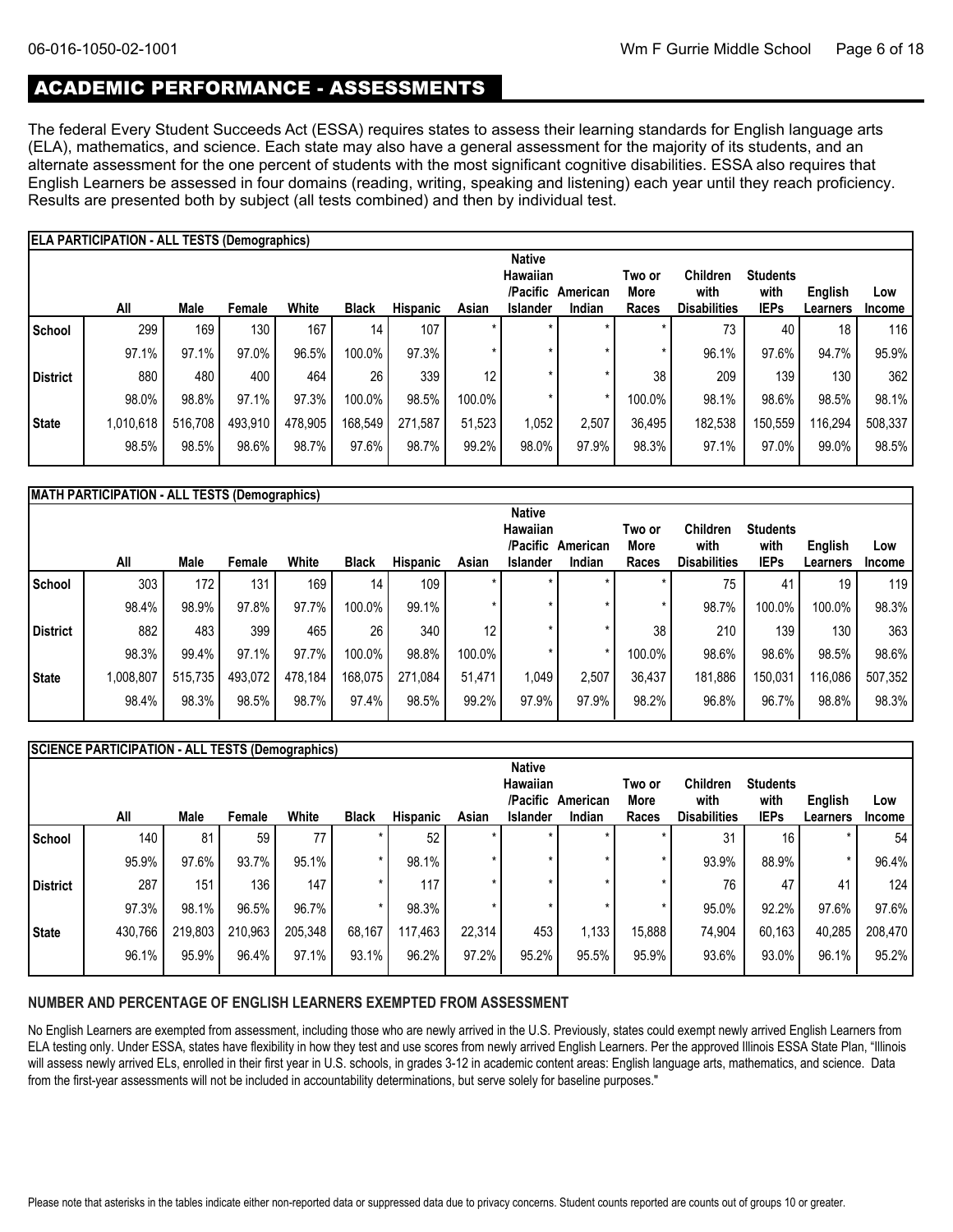## ACADEMIC PERFORMANCE - ASSESSMENTS

The federal Every Student Succeeds Act (ESSA) requires states to assess their learning standards for English language arts (ELA), mathematics, and science. Each state may also have a general assessment for the majority of its students, and an alternate assessment for the one percent of students with the most significant cognitive disabilities. ESSA also requires that English Learners be assessed in four domains (reading, writing, speaking and listening) each year until they reach proficiency. Results are presented both by subject (all tests combined) and then by individual test.

**ELA PARTICIPATION - ALL TESTS (Demographics)**

| | All | Male | Female | White | Black | Hispanic | Asian | Native Hawaiian /Pacific Islander | American Indian | Two or More Races | Children with Disabilities | Students with IEPs | English Learners | Low Income |
|---|---|---|---|---|---|---|---|---|---|---|---|---|---|---|
| School | 299 | 169 | 130 | 167 | 14 | 107 | * | * | * | * | 73 | 40 | 18 | 116 |
| | 97.1% | 97.1% | 97.0% | 96.5% | 100.0% | 97.3% | * | * | * | * | 96.1% | 97.6% | 94.7% | 95.9% |
| District | 880 | 480 | 400 | 464 | 26 | 339 | 12 | * | * | 38 | 209 | 139 | 130 | 362 |
| | 98.0% | 98.8% | 97.1% | 97.3% | 100.0% | 98.5% | 100.0% | * | * | 100.0% | 98.1% | 98.6% | 98.5% | 98.1% |
| State | 1,010,618 | 516,708 | 493,910 | 478,905 | 168,549 | 271,587 | 51,523 | 1,052 | 2,507 | 36,495 | 182,538 | 150,559 | 116,294 | 508,337 |
| | 98.5% | 98.5% | 98.6% | 98.7% | 97.6% | 98.7% | 99.2% | 98.0% | 97.9% | 98.3% | 97.1% | 97.0% | 99.0% | 98.5% |

**MATH PARTICIPATION - ALL TESTS (Demographics)**

| | All | Male | Female | White | Black | Hispanic | Asian | Native Hawaiian /Pacific Islander | American Indian | Two or More Races | Children with Disabilities | Students with IEPs | English Learners | Low Income |
|---|---|---|---|---|---|---|---|---|---|---|---|---|---|---|
| School | 303 | 172 | 131 | 169 | 14 | 109 | * | * | * | * | 75 | 41 | 19 | 119 |
| | 98.4% | 98.9% | 97.8% | 97.7% | 100.0% | 99.1% | * | * | * | * | 98.7% | 100.0% | 100.0% | 98.3% |
| District | 882 | 483 | 399 | 465 | 26 | 340 | 12 | * | * | 38 | 210 | 139 | 130 | 363 |
| | 98.3% | 99.4% | 97.1% | 97.7% | 100.0% | 98.8% | 100.0% | * | * | 100.0% | 98.6% | 98.6% | 98.5% | 98.6% |
| State | 1,008,807 | 515,735 | 493,072 | 478,184 | 168,075 | 271,084 | 51,471 | 1,049 | 2,507 | 36,437 | 181,886 | 150,031 | 116,086 | 507,352 |
| | 98.4% | 98.3% | 98.5% | 98.7% | 97.4% | 98.5% | 99.2% | 97.9% | 97.9% | 98.2% | 96.8% | 96.7% | 98.8% | 98.3% |

**SCIENCE PARTICIPATION - ALL TESTS (Demographics)**

| | All | Male | Female | White | Black | Hispanic | Asian | Native Hawaiian /Pacific Islander | American Indian | Two or More Races | Children with Disabilities | Students with IEPs | English Learners | Low Income |
|---|---|---|---|---|---|---|---|---|---|---|---|---|---|---|
| School | 140 | 81 | 59 | 77 | * | 52 | * | * | * | * | 31 | 16 | * | 54 |
| | 95.9% | 97.6% | 93.7% | 95.1% | * | 98.1% | * | * | * | * | 93.9% | 88.9% | * | 96.4% |
| District | 287 | 151 | 136 | 147 | * | 117 | * | * | * | * | 76 | 47 | 41 | 124 |
| | 97.3% | 98.1% | 96.5% | 96.7% | * | 98.3% | * | * | * | * | 95.0% | 92.2% | 97.6% | 97.6% |
| State | 430,766 | 219,803 | 210,963 | 205,348 | 68,167 | 117,463 | 22,314 | 453 | 1,133 | 15,888 | 74,904 | 60,163 | 40,285 | 208,470 |
| | 96.1% | 95.9% | 96.4% | 97.1% | 93.1% | 96.2% | 97.2% | 95.2% | 95.5% | 95.9% | 93.6% | 93.0% | 96.1% | 95.2% |

**NUMBER AND PERCENTAGE OF ENGLISH LEARNERS EXEMPTED FROM ASSESSMENT**

No English Learners are exempted from assessment, including those who are newly arrived in the U.S. Previously, states could exempt newly arrived English Learners from ELA testing only. Under ESSA, states have flexibility in how they test and use scores from newly arrived English Learners. Per the approved Illinois ESSA State Plan, "Illinois will assess newly arrived ELs, enrolled in their first year in U.S. schools, in grades 3-12 in academic content areas: English language arts, mathematics, and science. Data from the first-year assessments will not be included in accountability determinations, but serve solely for baseline purposes."

Please note that asterisks in the tables indicate either non-reported data or suppressed data due to privacy concerns. Student counts reported are counts out of groups 10 or greater.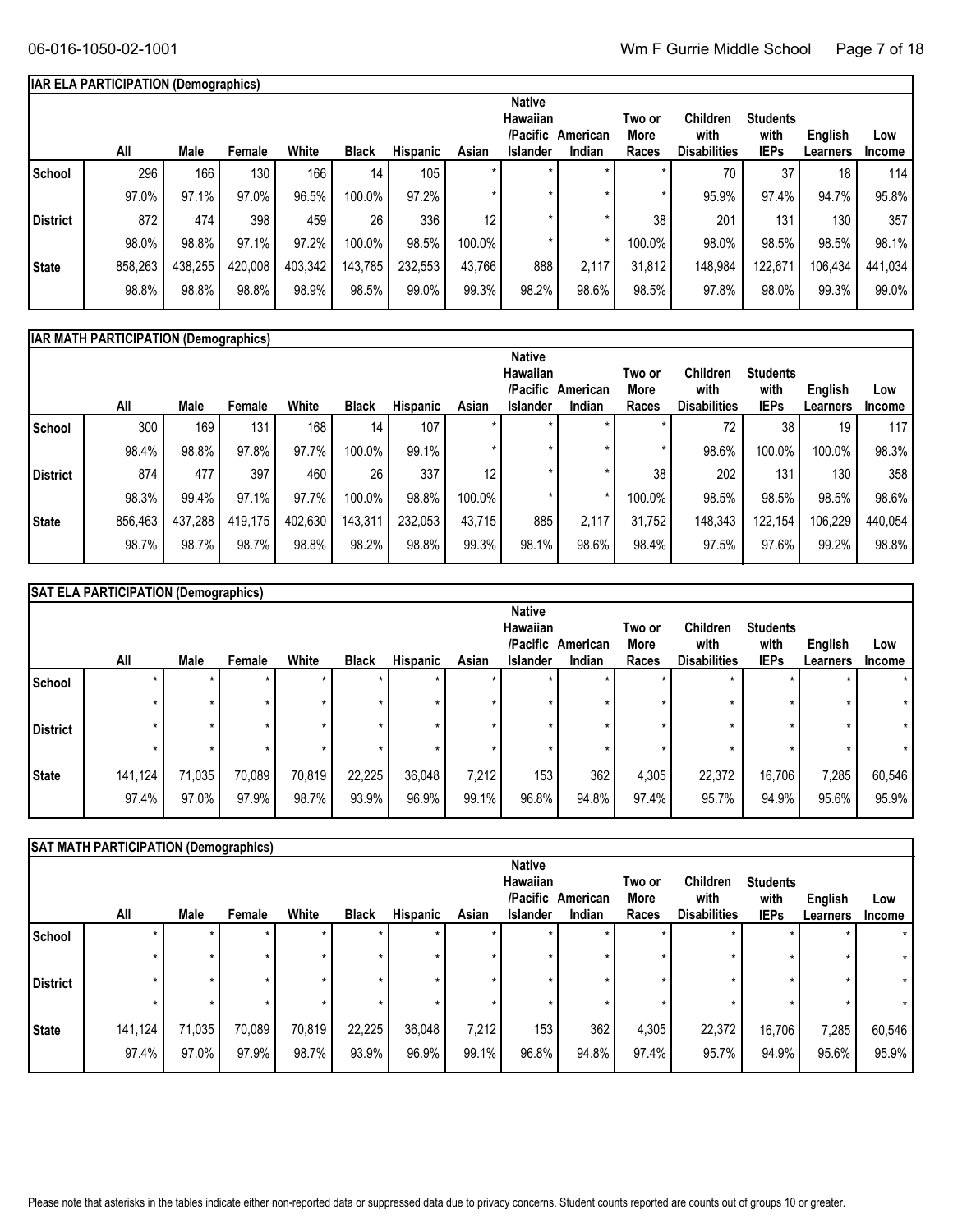## IAR ELA PARTICIPATION (Demographics)

| | All | Male | Female | White | Black | Hispanic | Asian | Native Hawaiian /Pacific Islander | American Indian | Two or More Races | Children with Disabilities | Students with IEPs | English Learners | Low Income |
|---|---|---|---|---|---|---|---|---|---|---|---|---|---|---|
| School | 296 | 166 | 130 | 166 | 14 | 105 | * | * | * | * | 70 | 37 | 18 | 114 |
| | 97.0% | 97.1% | 97.0% | 96.5% | 100.0% | 97.2% | * | * | * | * | 95.9% | 97.4% | 94.7% | 95.8% |
| District | 872 | 474 | 398 | 459 | 26 | 336 | 12 | * | * | 38 | 201 | 131 | 130 | 357 |
| | 98.0% | 98.8% | 97.1% | 97.2% | 100.0% | 98.5% | 100.0% | * | * | 100.0% | 98.0% | 98.5% | 98.5% | 98.1% |
| State | 858,263 | 438,255 | 420,008 | 403,342 | 143,785 | 232,553 | 43,766 | 888 | 2,117 | 31,812 | 148,984 | 122,671 | 106,434 | 441,034 |
| | 98.8% | 98.8% | 98.8% | 98.9% | 98.5% | 99.0% | 99.3% | 98.2% | 98.6% | 98.5% | 97.8% | 98.0% | 99.3% | 99.0% |

## IAR MATH PARTICIPATION (Demographics)

| | All | Male | Female | White | Black | Hispanic | Asian | Native Hawaiian /Pacific Islander | American Indian | Two or More Races | Children with Disabilities | Students with IEPs | English Learners | Low Income |
|---|---|---|---|---|---|---|---|---|---|---|---|---|---|---|
| School | 300 | 169 | 131 | 168 | 14 | 107 | * | * | * | * | 72 | 38 | 19 | 117 |
| | 98.4% | 98.8% | 97.8% | 97.7% | 100.0% | 99.1% | * | * | * | * | 98.6% | 100.0% | 100.0% | 98.3% |
| District | 874 | 477 | 397 | 460 | 26 | 337 | 12 | * | * | 38 | 202 | 131 | 130 | 358 |
| | 98.3% | 99.4% | 97.1% | 97.7% | 100.0% | 98.8% | 100.0% | * | * | 100.0% | 98.5% | 98.5% | 98.5% | 98.6% |
| State | 856,463 | 437,288 | 419,175 | 402,630 | 143,311 | 232,053 | 43,715 | 885 | 2,117 | 31,752 | 148,343 | 122,154 | 106,229 | 440,054 |
| | 98.7% | 98.7% | 98.7% | 98.8% | 98.2% | 98.8% | 99.3% | 98.1% | 98.6% | 98.4% | 97.5% | 97.6% | 99.2% | 98.8% |

## SAT ELA PARTICIPATION (Demographics)

| | All | Male | Female | White | Black | Hispanic | Asian | Native Hawaiian /Pacific Islander | American Indian | Two or More Races | Children with Disabilities | Students with IEPs | English Learners | Low Income |
|---|---|---|---|---|---|---|---|---|---|---|---|---|---|---|
| School | * | * | * | * | * | * | * | * | * | * | * | * | * | * |
| | * | * | * | * | * | * | * | * | * | * | * | * | * | * |
| District | * | * | * | * | * | * | * | * | * | * | * | * | * | * |
| | * | * | * | * | * | * | * | * | * | * | * | * | * | * |
| State | 141,124 | 71,035 | 70,089 | 70,819 | 22,225 | 36,048 | 7,212 | 153 | 362 | 4,305 | 22,372 | 16,706 | 7,285 | 60,546 |
| | 97.4% | 97.0% | 97.9% | 98.7% | 93.9% | 96.9% | 99.1% | 96.8% | 94.8% | 97.4% | 95.7% | 94.9% | 95.6% | 95.9% |

## SAT MATH PARTICIPATION (Demographics)

| | All | Male | Female | White | Black | Hispanic | Asian | Native Hawaiian /Pacific Islander | American Indian | Two or More Races | Children with Disabilities | Students with IEPs | English Learners | Low Income |
|---|---|---|---|---|---|---|---|---|---|---|---|---|---|---|
| School | * | * | * | * | * | * | * | * | * | * | * | * | * | * |
| | * | * | * | * | * | * | * | * | * | * | * | * | * | * |
| District | * | * | * | * | * | * | * | * | * | * | * | * | * | * |
| | * | * | * | * | * | * | * | * | * | * | * | * | * | * |
| State | 141,124 | 71,035 | 70,089 | 70,819 | 22,225 | 36,048 | 7,212 | 153 | 362 | 4,305 | 22,372 | 16,706 | 7,285 | 60,546 |
| | 97.4% | 97.0% | 97.9% | 98.7% | 93.9% | 96.9% | 99.1% | 96.8% | 94.8% | 97.4% | 95.7% | 94.9% | 95.6% | 95.9% |

Please note that asterisks in the tables indicate either non-reported data or suppressed data due to privacy concerns. Student counts reported are counts out of groups 10 or greater.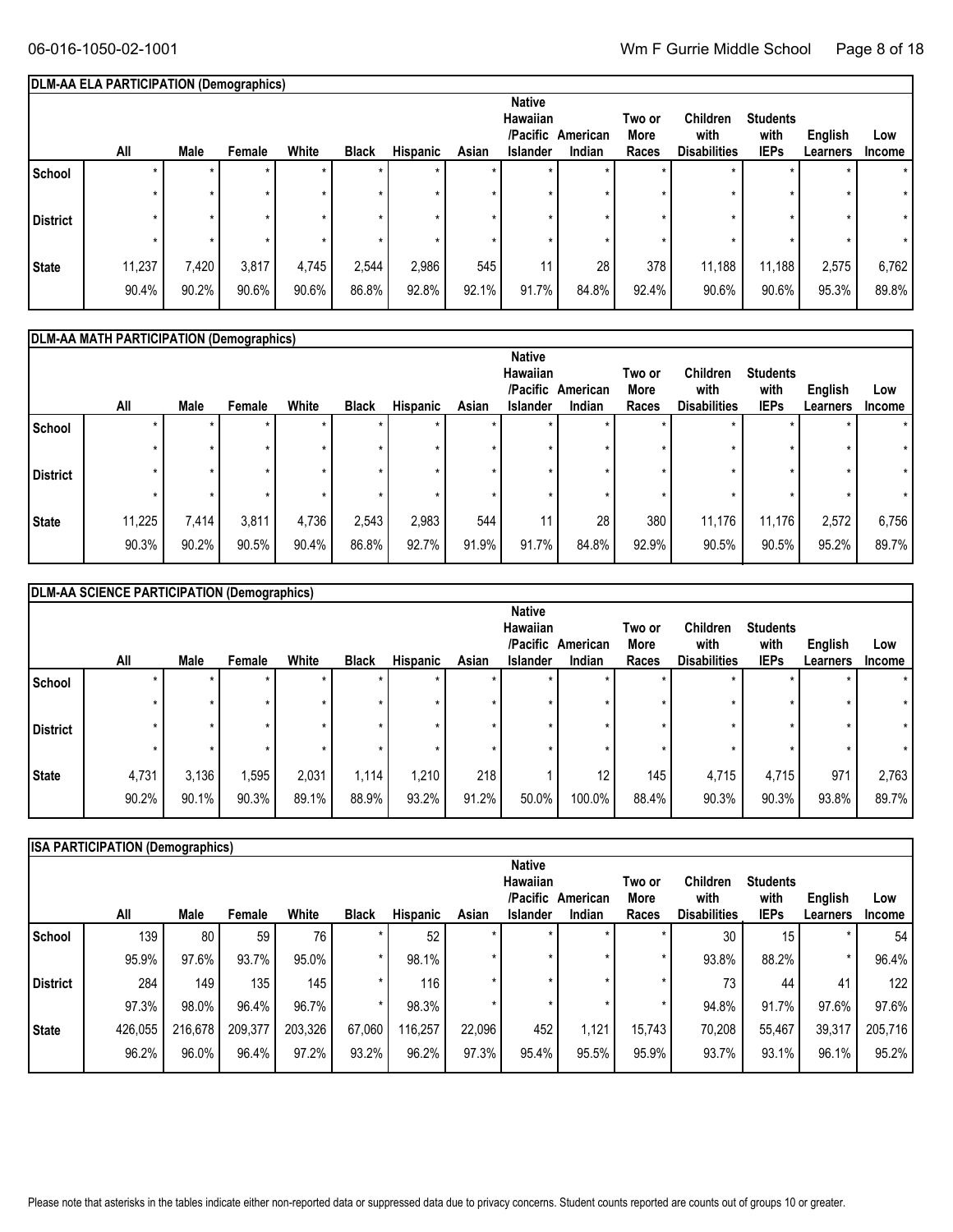### DLM-AA ELA PARTICIPATION (Demographics)

| | All | Male | Female | White | Black | Hispanic | Asian | Native Hawaiian /Pacific Islander | American Indian | Two or More Races | Children with Disabilities | Students with IEPs | English Learners | Low Income |
|---|---|---|---|---|---|---|---|---|---|---|---|---|---|---|
| School | * | * | * | * | * | * | * | * | * | * | * | * | * | * |
| | * | * | * | * | * | * | * | * | * | * | * | * | * | * |
| District | * | * | * | * | * | * | * | * | * | * | * | * | * | * |
| | * | * | * | * | * | * | * | * | * | * | * | * | * | * |
| State | 11,237 | 7,420 | 3,817 | 4,745 | 2,544 | 2,986 | 545 | 11 | 28 | 378 | 11,188 | 11,188 | 2,575 | 6,762 |
| | 90.4% | 90.2% | 90.6% | 90.6% | 86.8% | 92.8% | 92.1% | 91.7% | 84.8% | 92.4% | 90.6% | 90.6% | 95.3% | 89.8% |

### DLM-AA MATH PARTICIPATION (Demographics)

| | All | Male | Female | White | Black | Hispanic | Asian | Native Hawaiian /Pacific Islander | American Indian | Two or More Races | Children with Disabilities | Students with IEPs | English Learners | Low Income |
|---|---|---|---|---|---|---|---|---|---|---|---|---|---|---|
| School | * | * | * | * | * | * | * | * | * | * | * | * | * | * |
| | * | * | * | * | * | * | * | * | * | * | * | * | * | * |
| District | * | * | * | * | * | * | * | * | * | * | * | * | * | * |
| | * | * | * | * | * | * | * | * | * | * | * | * | * | * |
| State | 11,225 | 7,414 | 3,811 | 4,736 | 2,543 | 2,983 | 544 | 11 | 28 | 380 | 11,176 | 11,176 | 2,572 | 6,756 |
| | 90.3% | 90.2% | 90.5% | 90.4% | 86.8% | 92.7% | 91.9% | 91.7% | 84.8% | 92.9% | 90.5% | 90.5% | 95.2% | 89.7% |

### DLM-AA SCIENCE PARTICIPATION (Demographics)

| | All | Male | Female | White | Black | Hispanic | Asian | Native Hawaiian /Pacific Islander | American Indian | Two or More Races | Children with Disabilities | Students with IEPs | English Learners | Low Income |
|---|---|---|---|---|---|---|---|---|---|---|---|---|---|---|
| School | * | * | * | * | * | * | * | * | * | * | * | * | * | * |
| | * | * | * | * | * | * | * | * | * | * | * | * | * | * |
| District | * | * | * | * | * | * | * | * | * | * | * | * | * | * |
| | * | * | * | * | * | * | * | * | * | * | * | * | * | * |
| State | 4,731 | 3,136 | 1,595 | 2,031 | 1,114 | 1,210 | 218 | 1 | 12 | 145 | 4,715 | 4,715 | 971 | 2,763 |
| | 90.2% | 90.1% | 90.3% | 89.1% | 88.9% | 93.2% | 91.2% | 50.0% | 100.0% | 88.4% | 90.3% | 90.3% | 93.8% | 89.7% |

### ISA PARTICIPATION (Demographics)

| | All | Male | Female | White | Black | Hispanic | Asian | Native Hawaiian /Pacific Islander | American Indian | Two or More Races | Children with Disabilities | Students with IEPs | English Learners | Low Income |
|---|---|---|---|---|---|---|---|---|---|---|---|---|---|---|
| School | 139 | 80 | 59 | 76 | * | 52 | * | * | * | * | 30 | 15 | * | 54 |
| | 95.9% | 97.6% | 93.7% | 95.0% | * | 98.1% | * | * | * | * | 93.8% | 88.2% | * | 96.4% |
| District | 284 | 149 | 135 | 145 | * | 116 | * | * | * | * | 73 | 44 | 41 | 122 |
| | 97.3% | 98.0% | 96.4% | 96.7% | * | 98.3% | * | * | * | * | 94.8% | 91.7% | 97.6% | 97.6% |
| State | 426,055 | 216,678 | 209,377 | 203,326 | 67,060 | 116,257 | 22,096 | 452 | 1,121 | 15,743 | 70,208 | 55,467 | 39,317 | 205,716 |
| | 96.2% | 96.0% | 96.4% | 97.2% | 93.2% | 96.2% | 97.3% | 95.4% | 95.5% | 95.9% | 93.7% | 93.1% | 96.1% | 95.2% |

Please note that asterisks in the tables indicate either non-reported data or suppressed data due to privacy concerns. Student counts reported are counts out of groups 10 or greater.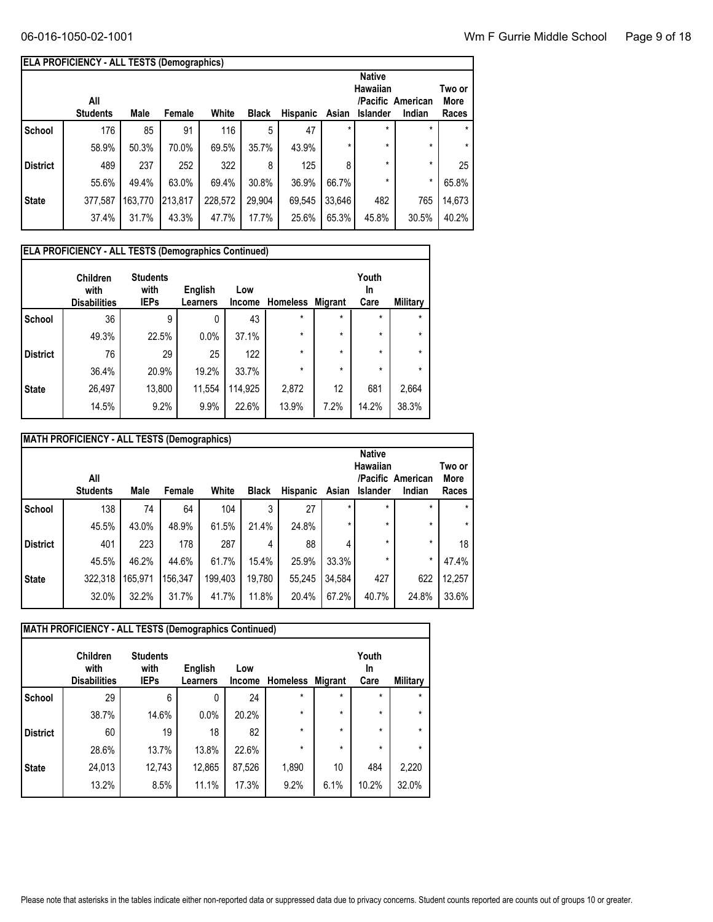| ELA PROFICIENCY - ALL TESTS (Demographics) | | | | | | | | | | |
|---|---|---|---|---|---|---|---|---|---|---|
| | All Students | Male | Female | White | Black | Hispanic | Asian | Native Hawaiian /Pacific Islander | American Indian | Two or More Races |
| School | 176 | 85 | 91 | 116 | 5 | 47 | * | * | * | * |
| | 58.9% | 50.3% | 70.0% | 69.5% | 35.7% | 43.9% | * | * | * | * |
| District | 489 | 237 | 252 | 322 | 8 | 125 | 8 | * | * | 25 |
| | 55.6% | 49.4% | 63.0% | 69.4% | 30.8% | 36.9% | 66.7% | * | * | 65.8% |
| State | 377,587 | 163,770 | 213,817 | 228,572 | 29,904 | 69,545 | 33,646 | 482 | 765 | 14,673 |
| | 37.4% | 31.7% | 43.3% | 47.7% | 17.7% | 25.6% | 65.3% | 45.8% | 30.5% | 40.2% |

| ELA PROFICIENCY - ALL TESTS (Demographics Continued) | | | | | | | | |
|---|---|---|---|---|---|---|---|---|
| | Children with Disabilities | Students with IEPs | English Learners | Low Income | Homeless | Migrant | Youth In Care | Military |
| School | 36 | 9 | 0 | 43 | * | * | * | * |
| | 49.3% | 22.5% | 0.0% | 37.1% | * | * | * | * |
| District | 76 | 29 | 25 | 122 | * | * | * | * |
| | 36.4% | 20.9% | 19.2% | 33.7% | * | * | * | * |
| State | 26,497 | 13,800 | 11,554 | 114,925 | 2,872 | 12 | 681 | 2,664 |
| | 14.5% | 9.2% | 9.9% | 22.6% | 13.9% | 7.2% | 14.2% | 38.3% |

| MATH PROFICIENCY - ALL TESTS (Demographics) | | | | | | | | | | |
|---|---|---|---|---|---|---|---|---|---|---|
| | All Students | Male | Female | White | Black | Hispanic | Asian | Native Hawaiian /Pacific Islander | American Indian | Two or More Races |
| School | 138 | 74 | 64 | 104 | 3 | 27 | * | * | * | * |
| | 45.5% | 43.0% | 48.9% | 61.5% | 21.4% | 24.8% | * | * | * | * |
| District | 401 | 223 | 178 | 287 | 4 | 88 | 4 | * | * | 18 |
| | 45.5% | 46.2% | 44.6% | 61.7% | 15.4% | 25.9% | 33.3% | * | * | 47.4% |
| State | 322,318 | 165,971 | 156,347 | 199,403 | 19,780 | 55,245 | 34,584 | 427 | 622 | 12,257 |
| | 32.0% | 32.2% | 31.7% | 41.7% | 11.8% | 20.4% | 67.2% | 40.7% | 24.8% | 33.6% |

| MATH PROFICIENCY - ALL TESTS (Demographics Continued) | | | | | | | | |
|---|---|---|---|---|---|---|---|---|
| | Children with Disabilities | Students with IEPs | English Learners | Low Income | Homeless | Migrant | Youth In Care | Military |
| School | 29 | 6 | 0 | 24 | * | * | * | * |
| | 38.7% | 14.6% | 0.0% | 20.2% | * | * | * | * |
| District | 60 | 19 | 18 | 82 | * | * | * | * |
| | 28.6% | 13.7% | 13.8% | 22.6% | * | * | * | * |
| State | 24,013 | 12,743 | 12,865 | 87,526 | 1,890 | 10 | 484 | 2,220 |
| | 13.2% | 8.5% | 11.1% | 17.3% | 9.2% | 6.1% | 10.2% | 32.0% |

Please note that asterisks in the tables indicate either non-reported data or suppressed data due to privacy concerns. Student counts reported are counts out of groups 10 or greater.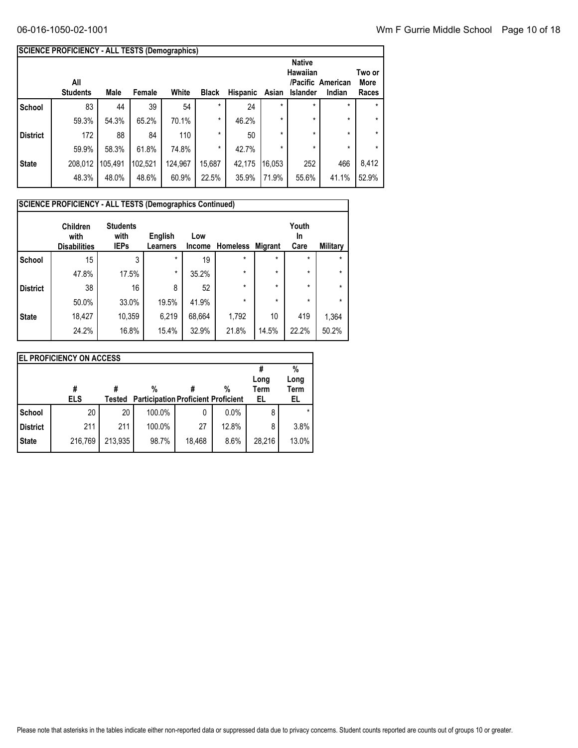## SCIENCE PROFICIENCY - ALL TESTS (Demographics)

| | All Students | Male | Female | White | Black | Hispanic | Asian | Native Hawaiian /Pacific Islander | American Indian | Two or More Races |
|---|---|---|---|---|---|---|---|---|---|---|
| School | 83 | 44 | 39 | 54 | * | 24 | * | * | * | * |
| | 59.3% | 54.3% | 65.2% | 70.1% | * | 46.2% | * | * | * | * |
| District | 172 | 88 | 84 | 110 | * | 50 | * | * | * | * |
| | 59.9% | 58.3% | 61.8% | 74.8% | * | 42.7% | * | * | * | * |
| State | 208,012 | 105,491 | 102,521 | 124,967 | 15,687 | 42,175 | 16,053 | 252 | 466 | 8,412 |
| | 48.3% | 48.0% | 48.6% | 60.9% | 22.5% | 35.9% | 71.9% | 55.6% | 41.1% | 52.9% |

## SCIENCE PROFICIENCY - ALL TESTS (Demographics Continued)

| | Children with Disabilities | Students with IEPs | English Learners | Low Income | Homeless | Migrant | Youth In Care | Military |
|---|---|---|---|---|---|---|---|---|
| School | 15 | 3 | * | 19 | * | * | * | * |
| | 47.8% | 17.5% | * | 35.2% | * | * | * | * |
| District | 38 | 16 | 8 | 52 | * | * | * | * |
| | 50.0% | 33.0% | 19.5% | 41.9% | * | * | * | * |
| State | 18,427 | 10,359 | 6,219 | 68,664 | 1,792 | 10 | 419 | 1,364 |
| | 24.2% | 16.8% | 15.4% | 32.9% | 21.8% | 14.5% | 22.2% | 50.2% |

## EL PROFICIENCY ON ACCESS

| | # ELS | # Tested | % Participation | # Proficient | % Proficient | # Long Term EL | % Long Term EL |
|---|---|---|---|---|---|---|---|
| School | 20 | 20 | 100.0% | 0 | 0.0% | 8 | * |
| District | 211 | 211 | 100.0% | 27 | 12.8% | 8 | 3.8% |
| State | 216,769 | 213,935 | 98.7% | 18,468 | 8.6% | 28,216 | 13.0% |

Please note that asterisks in the tables indicate either non-reported data or suppressed data due to privacy concerns. Student counts reported are counts out of groups 10 or greater.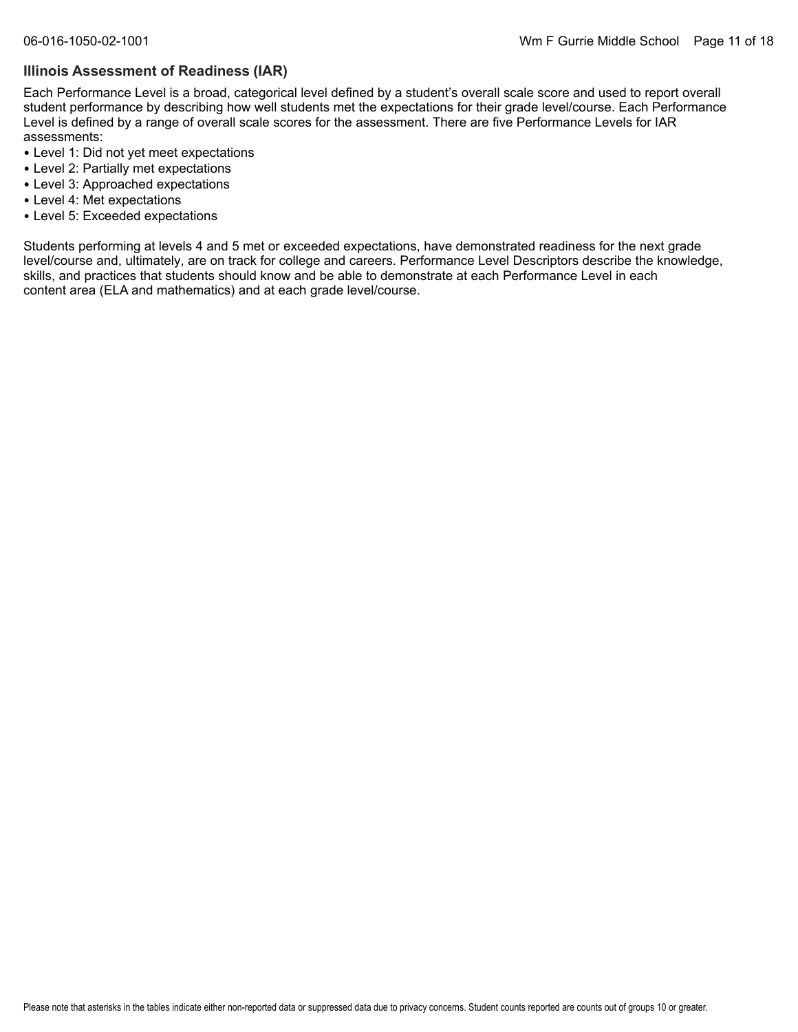## Illinois Assessment of Readiness (IAR)

Each Performance Level is a broad, categorical level defined by a student's overall scale score and used to report overall student performance by describing how well students met the expectations for their grade level/course. Each Performance Level is defined by a range of overall scale scores for the assessment. There are five Performance Levels for IAR assessments:

- Level 1: Did not yet meet expectations
- Level 2: Partially met expectations
- Level 3: Approached expectations
- Level 4: Met expectations
- Level 5: Exceeded expectations

Students performing at levels 4 and 5 met or exceeded expectations, have demonstrated readiness for the next grade level/course and, ultimately, are on track for college and careers. Performance Level Descriptors describe the knowledge, skills, and practices that students should know and be able to demonstrate at each Performance Level in each content area (ELA and mathematics) and at each grade level/course.

Please note that asterisks in the tables indicate either non-reported data or suppressed data due to privacy concerns. Student counts reported are counts out of groups 10 or greater.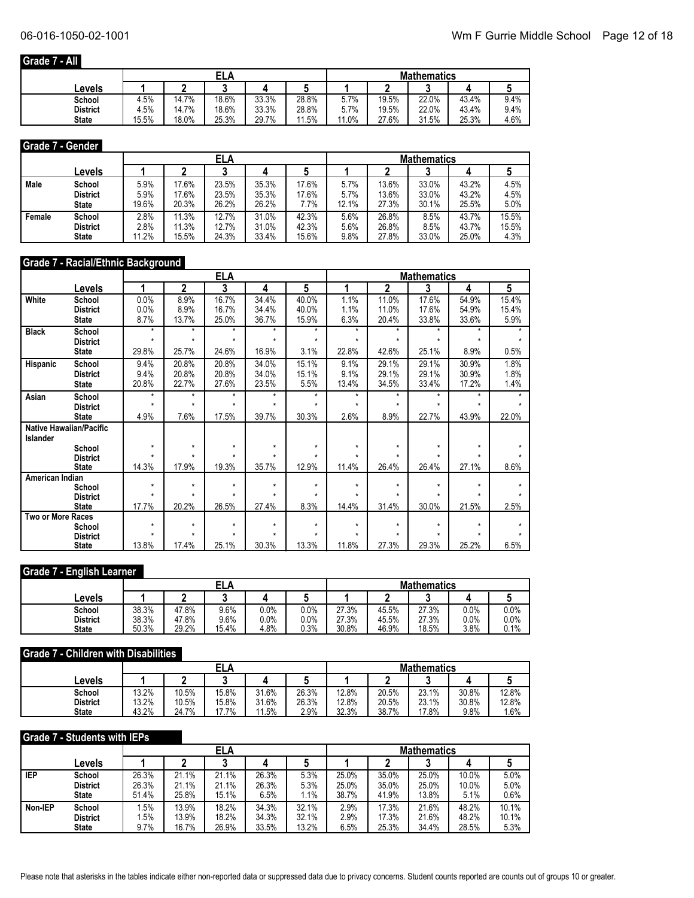## Grade 7 - All

| Levels | ELA 1 | ELA 2 | ELA 3 | ELA 4 | ELA 5 | Mathematics 1 | Mathematics 2 | Mathematics 3 | Mathematics 4 | Mathematics 5 |
|---|---|---|---|---|---|---|---|---|---|---|
| School | 4.5% | 14.7% | 18.6% | 33.3% | 28.8% | 5.7% | 19.5% | 22.0% | 43.4% | 9.4% |
| District | 4.5% | 14.7% | 18.6% | 33.3% | 28.8% | 5.7% | 19.5% | 22.0% | 43.4% | 9.4% |
| State | 15.5% | 18.0% | 25.3% | 29.7% | 11.5% | 11.0% | 27.6% | 31.5% | 25.3% | 4.6% |

## Grade 7 - Gender

| | Levels | ELA 1 | ELA 2 | ELA 3 | ELA 4 | ELA 5 | Mathematics 1 | Mathematics 2 | Mathematics 3 | Mathematics 4 | Mathematics 5 |
|---|---|---|---|---|---|---|---|---|---|---|---|
| Male | School | 5.9% | 17.6% | 23.5% | 35.3% | 17.6% | 5.7% | 13.6% | 33.0% | 43.2% | 4.5% |
| | District | 5.9% | 17.6% | 23.5% | 35.3% | 17.6% | 5.7% | 13.6% | 33.0% | 43.2% | 4.5% |
| | State | 19.6% | 20.3% | 26.2% | 26.2% | 7.7% | 12.1% | 27.3% | 30.1% | 25.5% | 5.0% |
| Female | School | 2.8% | 11.3% | 12.7% | 31.0% | 42.3% | 5.6% | 26.8% | 8.5% | 43.7% | 15.5% |
| | District | 2.8% | 11.3% | 12.7% | 31.0% | 42.3% | 5.6% | 26.8% | 8.5% | 43.7% | 15.5% |
| | State | 11.2% | 15.5% | 24.3% | 33.4% | 15.6% | 9.8% | 27.8% | 33.0% | 25.0% | 4.3% |

## Grade 7 - Racial/Ethnic Background

| | Levels | ELA 1 | ELA 2 | ELA 3 | ELA 4 | ELA 5 | Mathematics 1 | Mathematics 2 | Mathematics 3 | Mathematics 4 | Mathematics 5 |
|---|---|---|---|---|---|---|---|---|---|---|---|
| White | School | 0.0% | 8.9% | 16.7% | 34.4% | 40.0% | 1.1% | 11.0% | 17.6% | 54.9% | 15.4% |
| | District | 0.0% | 8.9% | 16.7% | 34.4% | 40.0% | 1.1% | 11.0% | 17.6% | 54.9% | 15.4% |
| | State | 8.7% | 13.7% | 25.0% | 36.7% | 15.9% | 6.3% | 20.4% | 33.8% | 33.6% | 5.9% |
| Black | School | * | * | * | * | * | * | * | * | * | * |
| | District | * | * | * | * | * | * | * | * | * | * |
| | State | 29.8% | 25.7% | 24.6% | 16.9% | 3.1% | 22.8% | 42.6% | 25.1% | 8.9% | 0.5% |
| Hispanic | School | 9.4% | 20.8% | 20.8% | 34.0% | 15.1% | 9.1% | 29.1% | 29.1% | 30.9% | 1.8% |
| | District | 9.4% | 20.8% | 20.8% | 34.0% | 15.1% | 9.1% | 29.1% | 29.1% | 30.9% | 1.8% |
| | State | 20.8% | 22.7% | 27.6% | 23.5% | 5.5% | 13.4% | 34.5% | 33.4% | 17.2% | 1.4% |
| Asian | School | * | * | * | * | * | * | * | * | * | * |
| | District | * | * | * | * | * | * | * | * | * | * |
| | State | 4.9% | 7.6% | 17.5% | 39.7% | 30.3% | 2.6% | 8.9% | 22.7% | 43.9% | 22.0% |
| Native Hawaiian/Pacific Islander | School | * | * | * | * | * | * | * | * | * | * |
| | District | * | * | * | * | * | * | * | * | * | * |
| | State | 14.3% | 17.9% | 19.3% | 35.7% | 12.9% | 11.4% | 26.4% | 26.4% | 27.1% | 8.6% |
| American Indian | School | * | * | * | * | * | * | * | * | * | * |
| | District | * | * | * | * | * | * | * | * | * | * |
| | State | 17.7% | 20.2% | 26.5% | 27.4% | 8.3% | 14.4% | 31.4% | 30.0% | 21.5% | 2.5% |
| Two or More Races | School | * | * | * | * | * | * | * | * | * | * |
| | District | * | * | * | * | * | * | * | * | * | * |
| | State | 13.8% | 17.4% | 25.1% | 30.3% | 13.3% | 11.8% | 27.3% | 29.3% | 25.2% | 6.5% |

## Grade 7 - English Learner

| Levels | ELA 1 | ELA 2 | ELA 3 | ELA 4 | ELA 5 | Mathematics 1 | Mathematics 2 | Mathematics 3 | Mathematics 4 | Mathematics 5 |
|---|---|---|---|---|---|---|---|---|---|---|
| School | 38.3% | 47.8% | 9.6% | 0.0% | 0.0% | 27.3% | 45.5% | 27.3% | 0.0% | 0.0% |
| District | 38.3% | 47.8% | 9.6% | 0.0% | 0.0% | 27.3% | 45.5% | 27.3% | 0.0% | 0.0% |
| State | 50.3% | 29.2% | 15.4% | 4.8% | 0.3% | 30.8% | 46.9% | 18.5% | 3.8% | 0.1% |

## Grade 7 - Children with Disabilities

| Levels | ELA 1 | ELA 2 | ELA 3 | ELA 4 | ELA 5 | Mathematics 1 | Mathematics 2 | Mathematics 3 | Mathematics 4 | Mathematics 5 |
|---|---|---|---|---|---|---|---|---|---|---|
| School | 13.2% | 10.5% | 15.8% | 31.6% | 26.3% | 12.8% | 20.5% | 23.1% | 30.8% | 12.8% |
| District | 13.2% | 10.5% | 15.8% | 31.6% | 26.3% | 12.8% | 20.5% | 23.1% | 30.8% | 12.8% |
| State | 43.2% | 24.7% | 17.7% | 11.5% | 2.9% | 32.3% | 38.7% | 17.8% | 9.8% | 1.6% |

## Grade 7 - Students with IEPs

| | Levels | ELA 1 | ELA 2 | ELA 3 | ELA 4 | ELA 5 | Mathematics 1 | Mathematics 2 | Mathematics 3 | Mathematics 4 | Mathematics 5 |
|---|---|---|---|---|---|---|---|---|---|---|---|
| IEP | School | 26.3% | 21.1% | 21.1% | 26.3% | 5.3% | 25.0% | 35.0% | 25.0% | 10.0% | 5.0% |
| | District | 26.3% | 21.1% | 21.1% | 26.3% | 5.3% | 25.0% | 35.0% | 25.0% | 10.0% | 5.0% |
| | State | 51.4% | 25.8% | 15.1% | 6.5% | 1.1% | 38.7% | 41.9% | 13.8% | 5.1% | 0.6% |
| Non-IEP | School | 1.5% | 13.9% | 18.2% | 34.3% | 32.1% | 2.9% | 17.3% | 21.6% | 48.2% | 10.1% |
| | District | 1.5% | 13.9% | 18.2% | 34.3% | 32.1% | 2.9% | 17.3% | 21.6% | 48.2% | 10.1% |
| | State | 9.7% | 16.7% | 26.9% | 33.5% | 13.2% | 6.5% | 25.3% | 34.4% | 28.5% | 5.3% |

Please note that asterisks in the tables indicate either non-reported data or suppressed data due to privacy concerns. Student counts reported are counts out of groups 10 or greater.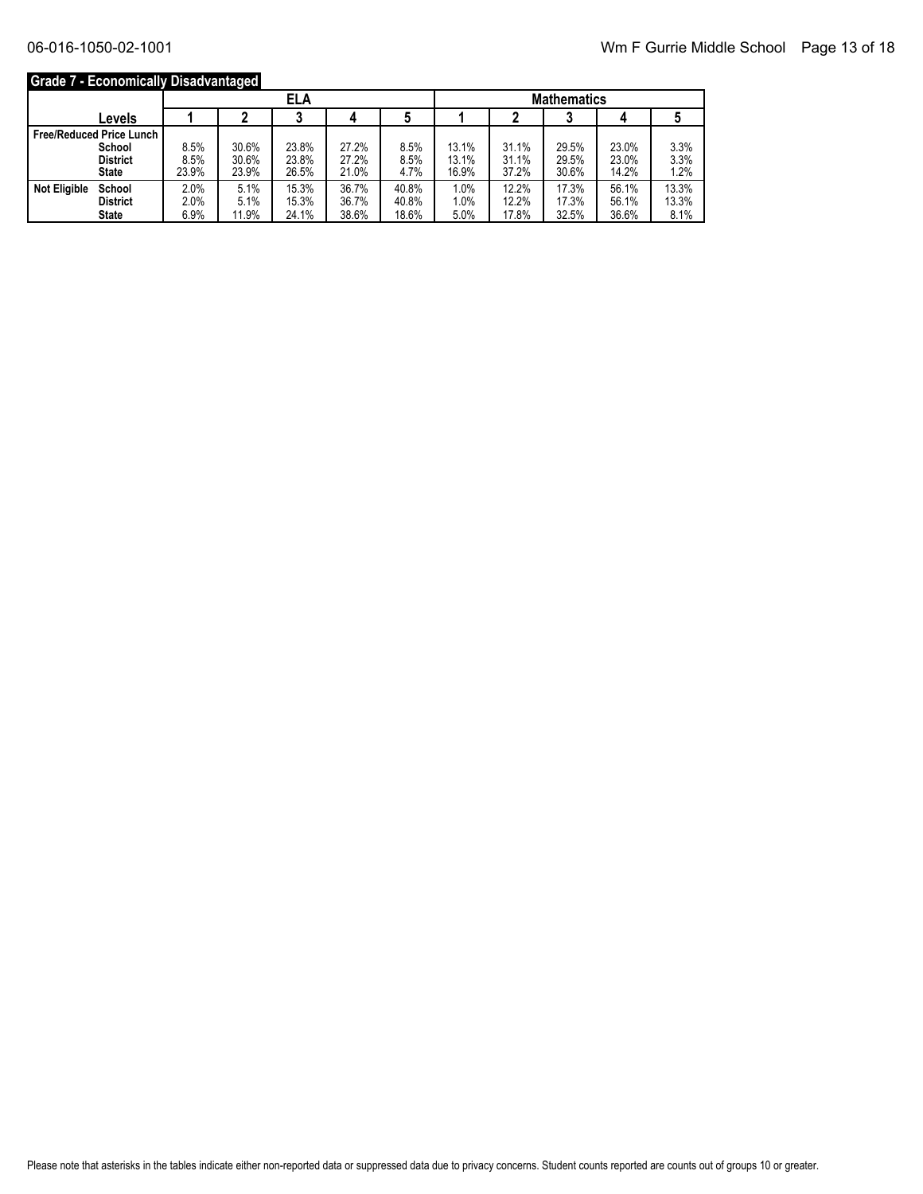## Grade 7 - Economically Disadvantaged

| Levels | | ELA | | | | | Mathematics | | | | |
|---|---|---|---|---|---|---|---|---|---|---|---|
| | | 1 | 2 | 3 | 4 | 5 | 1 | 2 | 3 | 4 | 5 |
| Free/Reduced Price Lunch | School | 8.5% | 30.6% | 23.8% | 27.2% | 8.5% | 13.1% | 31.1% | 29.5% | 23.0% | 3.3% |
| | District | 8.5% | 30.6% | 23.8% | 27.2% | 8.5% | 13.1% | 31.1% | 29.5% | 23.0% | 3.3% |
| | State | 23.9% | 23.9% | 26.5% | 21.0% | 4.7% | 16.9% | 37.2% | 30.6% | 14.2% | 1.2% |
| Not Eligible | School | 2.0% | 5.1% | 15.3% | 36.7% | 40.8% | 1.0% | 12.2% | 17.3% | 56.1% | 13.3% |
| | District | 2.0% | 5.1% | 15.3% | 36.7% | 40.8% | 1.0% | 12.2% | 17.3% | 56.1% | 13.3% |
| | State | 6.9% | 11.9% | 24.1% | 38.6% | 18.6% | 5.0% | 17.8% | 32.5% | 36.6% | 8.1% |

Please note that asterisks in the tables indicate either non-reported data or suppressed data due to privacy concerns. Student counts reported are counts out of groups 10 or greater.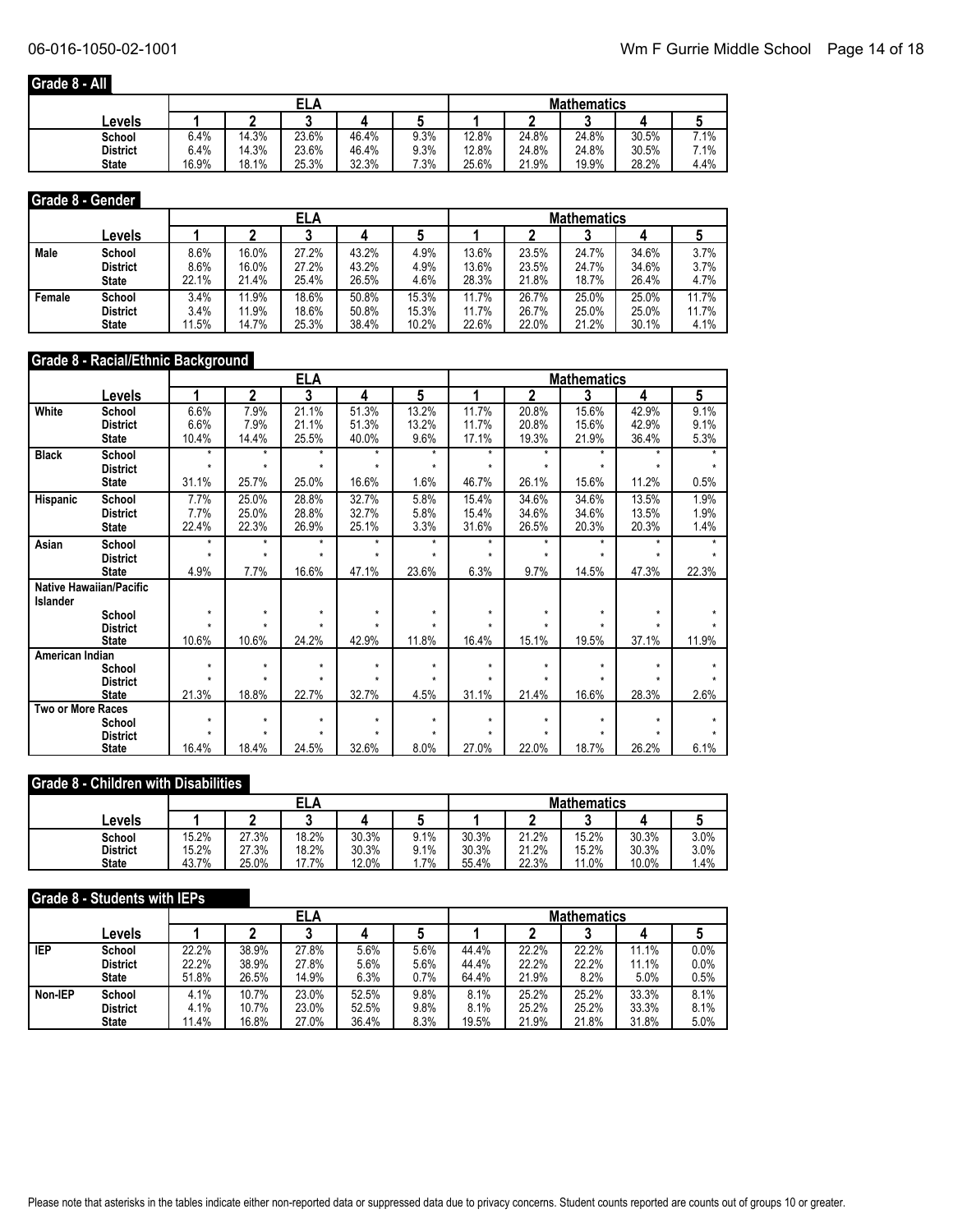## Grade 8 - All

| Levels | ELA 1 | ELA 2 | ELA 3 | ELA 4 | ELA 5 | Mathematics 1 | Mathematics 2 | Mathematics 3 | Mathematics 4 | Mathematics 5 |
|---|---|---|---|---|---|---|---|---|---|---|
| School | 6.4% | 14.3% | 23.6% | 46.4% | 9.3% | 12.8% | 24.8% | 24.8% | 30.5% | 7.1% |
| District | 6.4% | 14.3% | 23.6% | 46.4% | 9.3% | 12.8% | 24.8% | 24.8% | 30.5% | 7.1% |
| State | 16.9% | 18.1% | 25.3% | 32.3% | 7.3% | 25.6% | 21.9% | 19.9% | 28.2% | 4.4% |

## Grade 8 - Gender

| | Levels | ELA 1 | ELA 2 | ELA 3 | ELA 4 | ELA 5 | Mathematics 1 | Mathematics 2 | Mathematics 3 | Mathematics 4 | Mathematics 5 |
|---|---|---|---|---|---|---|---|---|---|---|---|
| Male | School | 8.6% | 16.0% | 27.2% | 43.2% | 4.9% | 13.6% | 23.5% | 24.7% | 34.6% | 3.7% |
| | District | 8.6% | 16.0% | 27.2% | 43.2% | 4.9% | 13.6% | 23.5% | 24.7% | 34.6% | 3.7% |
| | State | 22.1% | 21.4% | 25.4% | 26.5% | 4.6% | 28.3% | 21.8% | 18.7% | 26.4% | 4.7% |
| Female | School | 3.4% | 11.9% | 18.6% | 50.8% | 15.3% | 11.7% | 26.7% | 25.0% | 25.0% | 11.7% |
| | District | 3.4% | 11.9% | 18.6% | 50.8% | 15.3% | 11.7% | 26.7% | 25.0% | 25.0% | 11.7% |
| | State | 11.5% | 14.7% | 25.3% | 38.4% | 10.2% | 22.6% | 22.0% | 21.2% | 30.1% | 4.1% |

## Grade 8 - Racial/Ethnic Background

| | Levels | ELA 1 | ELA 2 | ELA 3 | ELA 4 | ELA 5 | Mathematics 1 | Mathematics 2 | Mathematics 3 | Mathematics 4 | Mathematics 5 |
|---|---|---|---|---|---|---|---|---|---|---|---|
| White | School | 6.6% | 7.9% | 21.1% | 51.3% | 13.2% | 11.7% | 20.8% | 15.6% | 42.9% | 9.1% |
| | District | 6.6% | 7.9% | 21.1% | 51.3% | 13.2% | 11.7% | 20.8% | 15.6% | 42.9% | 9.1% |
| | State | 10.4% | 14.4% | 25.5% | 40.0% | 9.6% | 17.1% | 19.3% | 21.9% | 36.4% | 5.3% |
| Black | School | * | * | * | * | * | * | * | * | * | * |
| | District | * | * | * | * | * | * | * | * | * | * |
| | State | 31.1% | 25.7% | 25.0% | 16.6% | 1.6% | 46.7% | 26.1% | 15.6% | 11.2% | 0.5% |
| Hispanic | School | 7.7% | 25.0% | 28.8% | 32.7% | 5.8% | 15.4% | 34.6% | 34.6% | 13.5% | 1.9% |
| | District | 7.7% | 25.0% | 28.8% | 32.7% | 5.8% | 15.4% | 34.6% | 34.6% | 13.5% | 1.9% |
| | State | 22.4% | 22.3% | 26.9% | 25.1% | 3.3% | 31.6% | 26.5% | 20.3% | 20.3% | 1.4% |
| Asian | School | * | * | * | * | * | * | * | * | * | * |
| | District | * | * | * | * | * | * | * | * | * | * |
| | State | 4.9% | 7.7% | 16.6% | 47.1% | 23.6% | 6.3% | 9.7% | 14.5% | 47.3% | 22.3% |
| Native Hawaiian/Pacific Islander | School | * | * | * | * | * | * | * | * | * | * |
| | District | * | * | * | * | * | * | * | * | * | * |
| | State | 10.6% | 10.6% | 24.2% | 42.9% | 11.8% | 16.4% | 15.1% | 19.5% | 37.1% | 11.9% |
| American Indian | School | * | * | * | * | * | * | * | * | * | * |
| | District | * | * | * | * | * | * | * | * | * | * |
| | State | 21.3% | 18.8% | 22.7% | 32.7% | 4.5% | 31.1% | 21.4% | 16.6% | 28.3% | 2.6% |
| Two or More Races | School | * | * | * | * | * | * | * | * | * | * |
| | District | * | * | * | * | * | * | * | * | * | * |
| | State | 16.4% | 18.4% | 24.5% | 32.6% | 8.0% | 27.0% | 22.0% | 18.7% | 26.2% | 6.1% |

## Grade 8 - Children with Disabilities

| Levels | ELA 1 | ELA 2 | ELA 3 | ELA 4 | ELA 5 | Mathematics 1 | Mathematics 2 | Mathematics 3 | Mathematics 4 | Mathematics 5 |
|---|---|---|---|---|---|---|---|---|---|---|
| School | 15.2% | 27.3% | 18.2% | 30.3% | 9.1% | 30.3% | 21.2% | 15.2% | 30.3% | 3.0% |
| District | 15.2% | 27.3% | 18.2% | 30.3% | 9.1% | 30.3% | 21.2% | 15.2% | 30.3% | 3.0% |
| State | 43.7% | 25.0% | 17.7% | 12.0% | 1.7% | 55.4% | 22.3% | 11.0% | 10.0% | 1.4% |

## Grade 8 - Students with IEPs

| | Levels | ELA 1 | ELA 2 | ELA 3 | ELA 4 | ELA 5 | Mathematics 1 | Mathematics 2 | Mathematics 3 | Mathematics 4 | Mathematics 5 |
|---|---|---|---|---|---|---|---|---|---|---|---|
| IEP | School | 22.2% | 38.9% | 27.8% | 5.6% | 5.6% | 44.4% | 22.2% | 22.2% | 11.1% | 0.0% |
| | District | 22.2% | 38.9% | 27.8% | 5.6% | 5.6% | 44.4% | 22.2% | 22.2% | 11.1% | 0.0% |
| | State | 51.8% | 26.5% | 14.9% | 6.3% | 0.7% | 64.4% | 21.9% | 8.2% | 5.0% | 0.5% |
| Non-IEP | School | 4.1% | 10.7% | 23.0% | 52.5% | 9.8% | 8.1% | 25.2% | 25.2% | 33.3% | 8.1% |
| | District | 4.1% | 10.7% | 23.0% | 52.5% | 9.8% | 8.1% | 25.2% | 25.2% | 33.3% | 8.1% |
| | State | 11.4% | 16.8% | 27.0% | 36.4% | 8.3% | 19.5% | 21.9% | 21.8% | 31.8% | 5.0% |

Please note that asterisks in the tables indicate either non-reported data or suppressed data due to privacy concerns. Student counts reported are counts out of groups 10 or greater.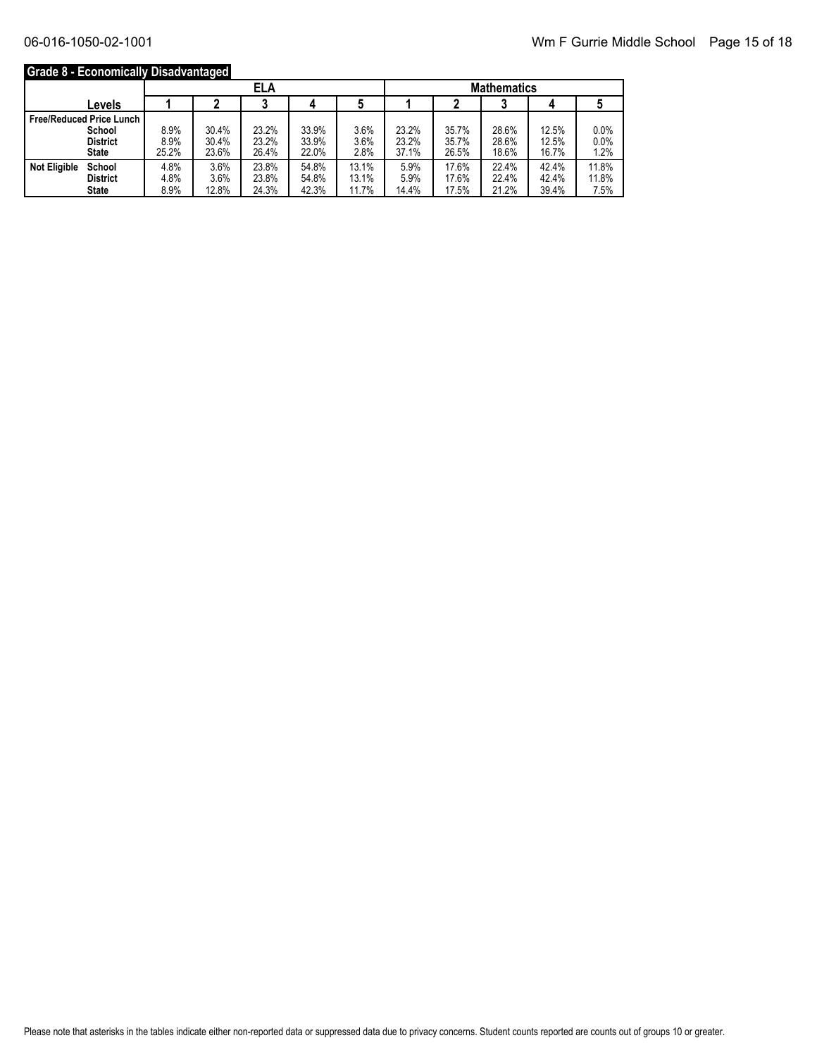## Grade 8 - Economically Disadvantaged

| Levels | | ELA | | | | | Mathematics | | | | |
|---|---|---|---|---|---|---|---|---|---|---|---|
| | | 1 | 2 | 3 | 4 | 5 | 1 | 2 | 3 | 4 | 5 |
| Free/Reduced Price Lunch | School | 8.9% | 30.4% | 23.2% | 33.9% | 3.6% | 23.2% | 35.7% | 28.6% | 12.5% | 0.0% |
| | District | 8.9% | 30.4% | 23.2% | 33.9% | 3.6% | 23.2% | 35.7% | 28.6% | 12.5% | 0.0% |
| | State | 25.2% | 23.6% | 26.4% | 22.0% | 2.8% | 37.1% | 26.5% | 18.6% | 16.7% | 1.2% |
| Not Eligible | School | 4.8% | 3.6% | 23.8% | 54.8% | 13.1% | 5.9% | 17.6% | 22.4% | 42.4% | 11.8% |
| | District | 4.8% | 3.6% | 23.8% | 54.8% | 13.1% | 5.9% | 17.6% | 22.4% | 42.4% | 11.8% |
| | State | 8.9% | 12.8% | 24.3% | 42.3% | 11.7% | 14.4% | 17.5% | 21.2% | 39.4% | 7.5% |

Please note that asterisks in the tables indicate either non-reported data or suppressed data due to privacy concerns. Student counts reported are counts out of groups 10 or greater.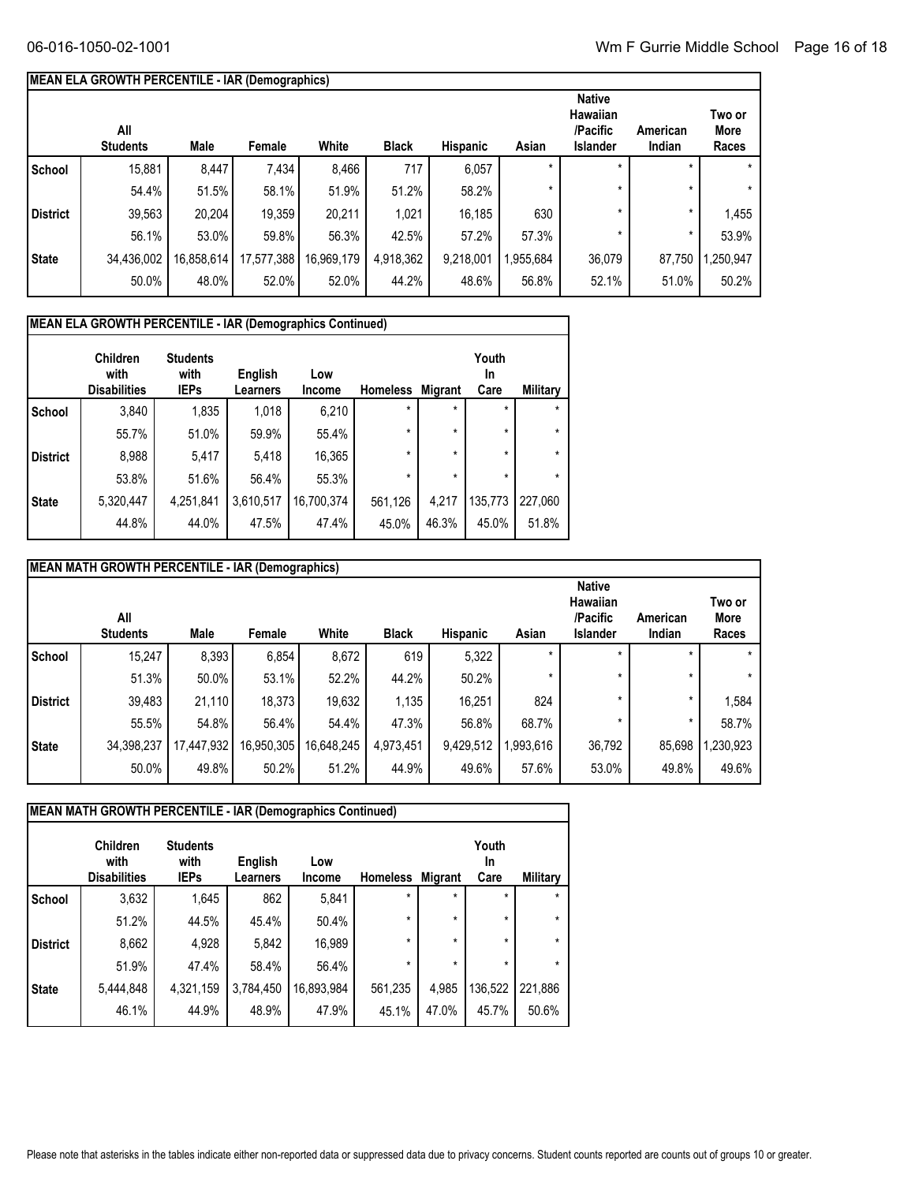## MEAN ELA GROWTH PERCENTILE - IAR (Demographics)

| | All Students | Male | Female | White | Black | Hispanic | Asian | Native Hawaiian /Pacific Islander | American Indian | Two or More Races |
|---|---|---|---|---|---|---|---|---|---|---|
| School | 15,881 | 8,447 | 7,434 | 8,466 | 717 | 6,057 | * | * | * | * |
| | 54.4% | 51.5% | 58.1% | 51.9% | 51.2% | 58.2% | * | * | * | * |
| District | 39,563 | 20,204 | 19,359 | 20,211 | 1,021 | 16,185 | 630 | * | * | 1,455 |
| | 56.1% | 53.0% | 59.8% | 56.3% | 42.5% | 57.2% | 57.3% | * | * | 53.9% |
| State | 34,436,002 | 16,858,614 | 17,577,388 | 16,969,179 | 4,918,362 | 9,218,001 | 1,955,684 | 36,079 | 87,750 | 1,250,947 |
| | 50.0% | 48.0% | 52.0% | 52.0% | 44.2% | 48.6% | 56.8% | 52.1% | 51.0% | 50.2% |

## MEAN ELA GROWTH PERCENTILE - IAR (Demographics Continued)

| | Children with Disabilities | Students with IEPs | English Learners | Low Income | Homeless | Migrant | Youth In Care | Military |
|---|---|---|---|---|---|---|---|---|
| School | 3,840 | 1,835 | 1,018 | 6,210 | * | * | * | * |
| | 55.7% | 51.0% | 59.9% | 55.4% | * | * | * | * |
| District | 8,988 | 5,417 | 5,418 | 16,365 | * | * | * | * |
| | 53.8% | 51.6% | 56.4% | 55.3% | * | * | * | * |
| State | 5,320,447 | 4,251,841 | 3,610,517 | 16,700,374 | 561,126 | 4,217 | 135,773 | 227,060 |
| | 44.8% | 44.0% | 47.5% | 47.4% | 45.0% | 46.3% | 45.0% | 51.8% |

## MEAN MATH GROWTH PERCENTILE - IAR (Demographics)

| | All Students | Male | Female | White | Black | Hispanic | Asian | Native Hawaiian /Pacific Islander | American Indian | Two or More Races |
|---|---|---|---|---|---|---|---|---|---|---|
| School | 15,247 | 8,393 | 6,854 | 8,672 | 619 | 5,322 | * | * | * | * |
| | 51.3% | 50.0% | 53.1% | 52.2% | 44.2% | 50.2% | * | * | * | * |
| District | 39,483 | 21,110 | 18,373 | 19,632 | 1,135 | 16,251 | 824 | * | * | 1,584 |
| | 55.5% | 54.8% | 56.4% | 54.4% | 47.3% | 56.8% | 68.7% | * | * | 58.7% |
| State | 34,398,237 | 17,447,932 | 16,950,305 | 16,648,245 | 4,973,451 | 9,429,512 | 1,993,616 | 36,792 | 85,698 | 1,230,923 |
| | 50.0% | 49.8% | 50.2% | 51.2% | 44.9% | 49.6% | 57.6% | 53.0% | 49.8% | 49.6% |

## MEAN MATH GROWTH PERCENTILE - IAR (Demographics Continued)

| | Children with Disabilities | Students with IEPs | English Learners | Low Income | Homeless | Migrant | Youth In Care | Military |
|---|---|---|---|---|---|---|---|---|
| School | 3,632 | 1,645 | 862 | 5,841 | * | * | * | * |
| | 51.2% | 44.5% | 45.4% | 50.4% | * | * | * | * |
| District | 8,662 | 4,928 | 5,842 | 16,989 | * | * | * | * |
| | 51.9% | 47.4% | 58.4% | 56.4% | * | * | * | * |
| State | 5,444,848 | 4,321,159 | 3,784,450 | 16,893,984 | 561,235 | 4,985 | 136,522 | 221,886 |
| | 46.1% | 44.9% | 48.9% | 47.9% | 45.1% | 47.0% | 45.7% | 50.6% |

Please note that asterisks in the tables indicate either non-reported data or suppressed data due to privacy concerns. Student counts reported are counts out of groups 10 or greater.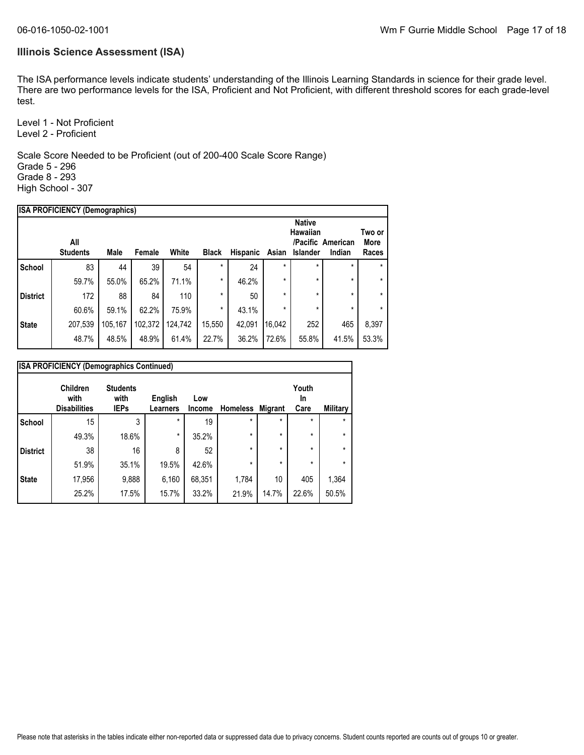## Illinois Science Assessment (ISA)

The ISA performance levels indicate students' understanding of the Illinois Learning Standards in science for their grade level. There are two performance levels for the ISA, Proficient and Not Proficient, with different threshold scores for each grade-level test.

Level 1 - Not Proficient
Level 2 - Proficient

Scale Score Needed to be Proficient (out of 200-400 Scale Score Range)
Grade 5 - 296
Grade 8 - 293
High School - 307

**ISA PROFICIENCY (Demographics)**

| | All Students | Male | Female | White | Black | Hispanic | Asian | Native Hawaiian /Pacific Islander | American Indian | Two or More Races |
|---|---|---|---|---|---|---|---|---|---|---|
| School | 83 | 44 | 39 | 54 | * | 24 | * | * | * | * |
| | 59.7% | 55.0% | 65.2% | 71.1% | * | 46.2% | * | * | * | * |
| District | 172 | 88 | 84 | 110 | * | 50 | * | * | * | * |
| | 60.6% | 59.1% | 62.2% | 75.9% | * | 43.1% | * | * | * | * |
| State | 207,539 | 105,167 | 102,372 | 124,742 | 15,550 | 42,091 | 16,042 | 252 | 465 | 8,397 |
| | 48.7% | 48.5% | 48.9% | 61.4% | 22.7% | 36.2% | 72.6% | 55.8% | 41.5% | 53.3% |

**ISA PROFICIENCY (Demographics Continued)**

| | Children with Disabilities | Students with IEPs | English Learners | Low Income | Homeless | Migrant | Youth In Care | Military |
|---|---|---|---|---|---|---|---|---|
| School | 15 | 3 | * | 19 | * | * | * | * |
| | 49.3% | 18.6% | * | 35.2% | * | * | * | * |
| District | 38 | 16 | 8 | 52 | * | * | * | * |
| | 51.9% | 35.1% | 19.5% | 42.6% | * | * | * | * |
| State | 17,956 | 9,888 | 6,160 | 68,351 | 1,784 | 10 | 405 | 1,364 |
| | 25.2% | 17.5% | 15.7% | 33.2% | 21.9% | 14.7% | 22.6% | 50.5% |

Please note that asterisks in the tables indicate either non-reported data or suppressed data due to privacy concerns. Student counts reported are counts out of groups 10 or greater.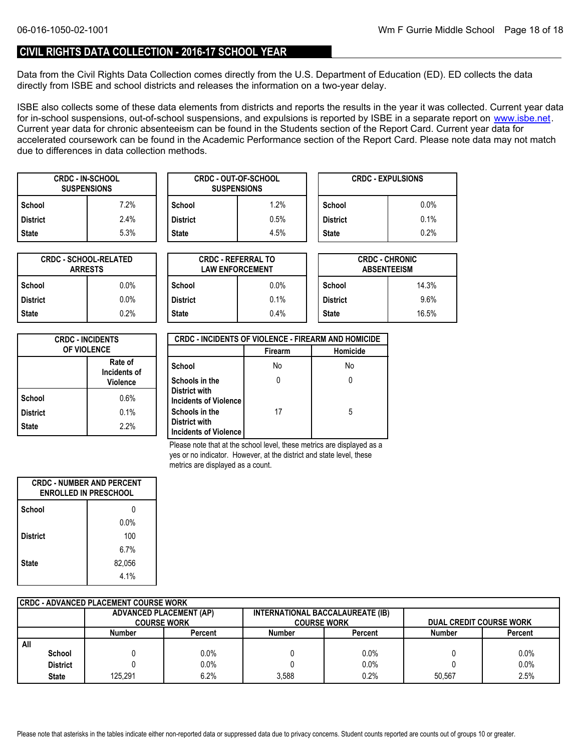## CIVIL RIGHTS DATA COLLECTION - 2016-17 SCHOOL YEAR

Data from the Civil Rights Data Collection comes directly from the U.S. Department of Education (ED). ED collects the data directly from ISBE and school districts and releases the information on a two-year delay.

ISBE also collects some of these data elements from districts and reports the results in the year it was collected. Current year data for in-school suspensions, out-of-school suspensions, and expulsions is reported by ISBE in a separate report on www.isbe.net. Current year data for chronic absenteeism can be found in the Students section of the Report Card. Current year data for accelerated coursework can be found in the Academic Performance section of the Report Card. Please note data may not match due to differences in data collection methods.

| CRDC - IN-SCHOOL SUSPENSIONS | |
|---|---|
| School | 7.2% |
| District | 2.4% |
| State | 5.3% |

| CRDC - OUT-OF-SCHOOL SUSPENSIONS | |
|---|---|
| School | 1.2% |
| District | 0.5% |
| State | 4.5% |

| CRDC - EXPULSIONS | |
|---|---|
| School | 0.0% |
| District | 0.1% |
| State | 0.2% |

| CRDC - SCHOOL-RELATED ARRESTS | |
|---|---|
| School | 0.0% |
| District | 0.0% |
| State | 0.2% |

| CRDC - REFERRAL TO LAW ENFORCEMENT | |
|---|---|
| School | 0.0% |
| District | 0.1% |
| State | 0.4% |

| CRDC - CHRONIC ABSENTEEISM | |
|---|---|
| School | 14.3% |
| District | 9.6% |
| State | 16.5% |

| CRDC - INCIDENTS OF VIOLENCE | Rate of Incidents of Violence |
|---|---|
| School | 0.6% |
| District | 0.1% |
| State | 2.2% |

| CRDC - INCIDENTS OF VIOLENCE - FIREARM AND HOMICIDE | Firearm | Homicide |
|---|---|---|
| School | No | No |
| Schools in the District with Incidents of Violence | 0 | 0 |
| Schools in the District with Incidents of Violence | 17 | 5 |

Please note that at the school level, these metrics are displayed as a yes or no indicator. However, at the district and state level, these metrics are displayed as a count.

| CRDC - NUMBER AND PERCENT ENROLLED IN PRESCHOOL | |
|---|---|
| School | 0 |
| | 0.0% |
| District | 100 |
| | 6.7% |
| State | 82,056 |
| | 4.1% |

| CRDC - ADVANCED PLACEMENT COURSE WORK | | ADVANCED PLACEMENT (AP) COURSE WORK | | INTERNATIONAL BACCALAUREATE (IB) COURSE WORK | | DUAL CREDIT COURSE WORK | |
|---|---|---|---|---|---|---|---|
| | | Number | Percent | Number | Percent | Number | Percent |
| All | | | | | | | |
| | School | 0 | 0.0% | 0 | 0.0% | 0 | 0.0% |
| | District | 0 | 0.0% | 0 | 0.0% | 0 | 0.0% |
| | State | 125,291 | 6.2% | 3,588 | 0.2% | 50,567 | 2.5% |

Please note that asterisks in the tables indicate either non-reported data or suppressed data due to privacy concerns. Student counts reported are counts out of groups 10 or greater.